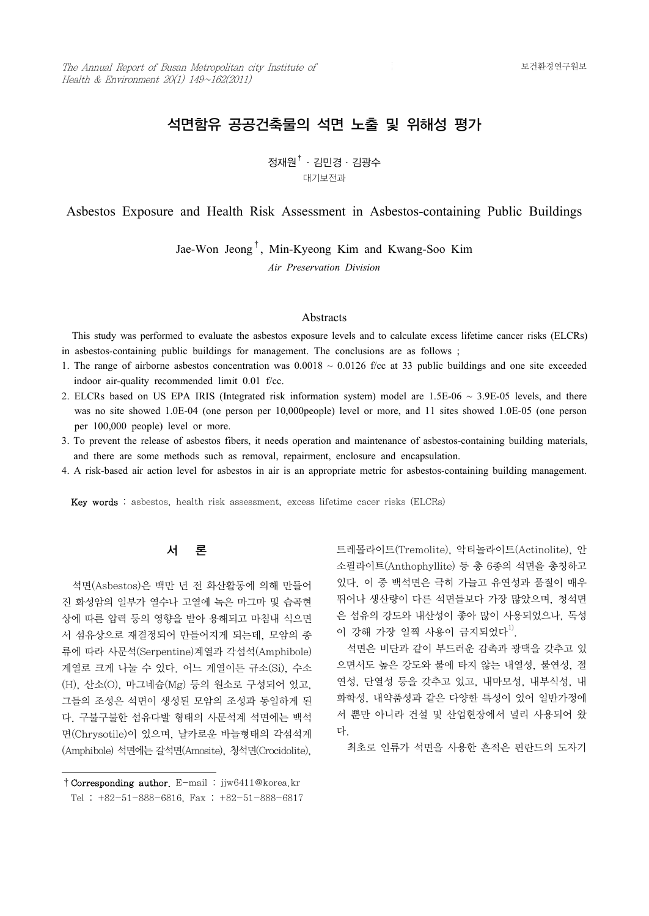# 석면함유 공공건축물의 석면 노출 및 위해성 평가

정재원[†] · 김민경 · 김광수

대기보전과

# Asbestos Exposure and Health Risk Assessment in Asbestos-containing Public Buildings

Jae-Won Jeong[†], Min-Kyeong Kim and Kwang-Soo Kim

*Air Preservation Division*

## Abstracts

This study was performed to evaluate the asbestos exposure levels and to calculate excess lifetime cancer risks (ELCRs) in asbestos-containing public buildings for management. The conclusions are as follows ;

1. The range of airborne asbestos concentration was 0.0018 ~ 0.0126 f/cc at 33 public buildings and one site exceeded indoor air-quality recommended limit 0.01 f/cc.
2. ELCRs based on US EPA IRIS (Integrated risk information system) model are 1.5E-06 ~ 3.9E-05 levels, and there was no site showed 1.0E-04 (one person per 10,000people) level or more, and 11 sites showed 1.0E-05 (one person per 100,000 people) level or more.
3. To prevent the release of asbestos fibers, it needs operation and maintenance of asbestos-containing building materials, and there are some methods such as removal, repairment, enclosure and encapsulation.
4. A risk-based air action level for asbestos in air is an appropriate metric for asbestos-containing building management.

**Key words** : asbestos, health risk assessment, excess lifetime cacer risks (ELCRs)

## 서 론

석면(Asbestos)은 백만 년 전 화산활동에 의해 만들어진 화성암의 일부가 열수나 고열에 녹은 마그마 및 습곡현상에 따른 압력 등의 영향을 받아 용해되고 마침내 식으면서 섬유상으로 재결정되어 만들어지게 되는데, 모암의 종류에 따라 사문석(Serpentine)계열과 각섬석(Amphibole)계열로 크게 나눌 수 있다. 어느 계열이든 규소(Si), 수소(H), 산소(O), 마그네슘(Mg) 등의 원소로 구성되어 있고, 그들의 조성은 석면이 생성된 모암의 조성과 동일하게 된다. 구불구불한 섬유다발 형태의 사문석계 석면에는 백석면(Chrysotile)이 있으며, 날카로운 바늘형태의 각섬석계(Amphibole) 석면에는 갈석면(Amosite), 청석면(Crocidolite), 트레몰라이트(Tremolite), 악티놀라이트(Actinolite), 안소필라이트(Anthophyllite) 등 총 6종의 석면을 총칭하고 있다. 이 중 백석면은 극히 가늘고 유연성과 품질이 매우 뛰어나 생산량이 다른 석면들보다 가장 많았으며, 청석면은 섬유의 강도와 내산성이 좋아 많이 사용되었으나, 독성이 강해 가장 일찍 사용이 금지되었다[1].

석면은 비단과 같이 부드러운 감촉과 광택을 갖추고 있으면서도 높은 강도와 불에 타지 않는 내열성, 불연성, 절연성, 단열성 등을 갖추고 있고, 내마모성, 내부식성, 내화학성, 내약품성과 같은 다양한 특성이 있어 일반가정에서 뿐만 아니라 건설 및 산업현장에서 널리 사용되어 왔다.

최초로 인류가 석면을 사용한 흔적은 핀란드의 도자기

---

† **Corresponding author.** E-mail : jjw6411@korea.kr
Tel : +82-51-888-6816, Fax : +82-51-888-6817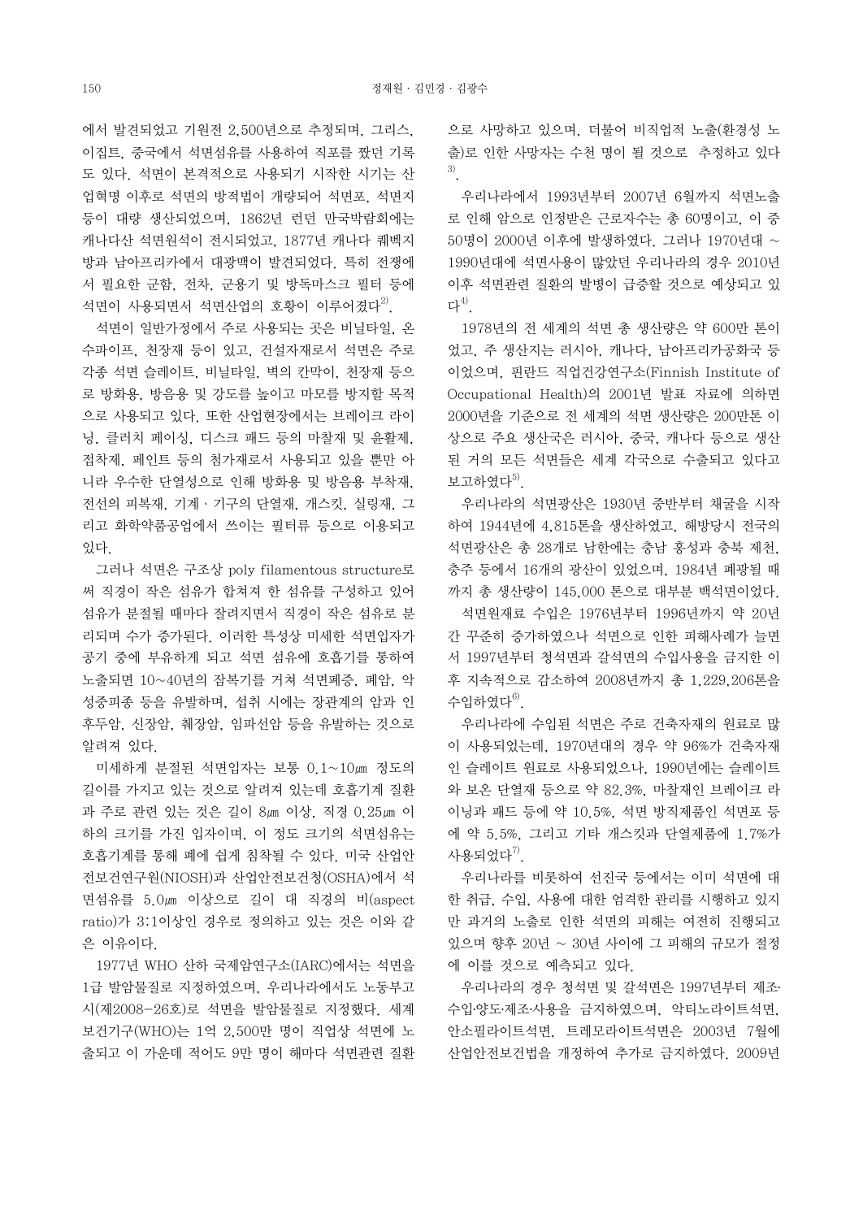에서 발견되었고 기원전 2,500년으로 추정되며, 그리스, 이집트, 중국에서 석면섬유를 사용하여 직포를 짰던 기록도 있다. 석면이 본격적으로 사용되기 시작한 시기는 산업혁명 이후로 석면의 방적법이 개량되어 석면포, 석면지 등이 대량 생산되었으며, 1862년 런던 만국박람회에는 캐나다산 석면원석이 전시되었고, 1877년 캐나다 퀘벡지방과 남아프리카에서 대광맥이 발견되었다. 특히 전쟁에서 필요한 군함, 전차, 군용기 및 방독마스크 필터 등에 석면이 사용되면서 석면산업의 호황이 이루어졌다[2].

석면이 일반가정에서 주로 사용되는 곳은 비닐타일, 온수파이프, 천장재 등이 있고, 건설자재로서 석면은 주로 각종 석면 슬레이트, 비닐타일, 벽의 칸막이, 천장재 등으로 방화용, 방음용 및 강도를 높이고 마모를 방지할 목적으로 사용되고 있다. 또한 산업현장에서는 브레이크 라이닝, 클러치 페이싱, 디스크 패드 등의 마찰재 및 윤활제, 접착제, 페인트 등의 첨가재로서 사용되고 있을 뿐만 아니라 우수한 단열성으로 인해 방화용 및 방음용 부착재, 전선의 피복재, 기계·기구의 단열재, 개스킷, 실링재, 그리고 화학약품공업에서 쓰이는 필터류 등으로 이용되고 있다.

그러나 석면은 구조상 poly filamentous structure로써 직경이 작은 섬유가 합쳐져 한 섬유를 구성하고 있어 섬유가 분절될 때마다 잘려지면서 직경이 작은 섬유로 분리되며 수가 증가된다. 이러한 특성상 미세한 석면입자가 공기 중에 부유하게 되고 석면 섬유에 호흡기를 통하여 노출되면 10~40년의 잠복기를 거쳐 석면폐증, 폐암, 악성중피종 등을 유발하며, 섭취 시에는 장관계의 암과 인후두암, 신장암, 췌장암, 임파선암 등을 유발하는 것으로 알려져 있다.

미세하게 분절된 석면입자는 보통 0.1~10㎛ 정도의 길이를 가지고 있는 것으로 알려져 있는데 호흡기계 질환과 주로 관련 있는 것은 길이 8㎛ 이상, 직경 0.25㎛ 이하의 크기를 가진 입자이며, 이 정도 크기의 석면섬유는 호흡기계를 통해 폐에 쉽게 침착될 수 있다. 미국 산업안전보건연구원(NIOSH)과 산업안전보건청(OSHA)에서 석면섬유를 5.0㎛ 이상으로 길이 대 직경의 비(aspect ratio)가 3:1이상인 경우로 정의하고 있는 것은 이와 같은 이유이다.

1977년 WHO 산하 국제암연구소(IARC)에서는 석면을 1급 발암물질로 지정하였으며, 우리나라에서도 노동부고시(제2008-26호)로 석면을 발암물질로 지정했다. 세계보건기구(WHO)는 1억 2,500만 명이 직업상 석면에 노출되고 이 가운데 적어도 9만 명이 해마다 석면관련 질환으로 사망하고 있으며, 더불어 비직업적 노출(환경성 노출)로 인한 사망자는 수천 명이 될 것으로 추정하고 있다[3].

우리나라에서 1993년부터 2007년 6월까지 석면노출로 인해 암으로 인정받은 근로자수는 총 60명이고, 이 중 50명이 2000년 이후에 발생하였다. 그러나 1970년대 ~ 1990년대에 석면사용이 많았던 우리나라의 경우 2010년 이후 석면관련 질환의 발병이 급증할 것으로 예상되고 있다[4].

1978년의 전 세계의 석면 총 생산량은 약 600만 톤이었고, 주 생산지는 러시아, 캐나다, 남아프리카공화국 등이었으며, 핀란드 직업건강연구소(Finnish Institute of Occupational Health)의 2001년 발표 자료에 의하면 2000년을 기준으로 전 세계의 석면 생산량은 200만톤 이상으로 주요 생산국은 러시아, 중국, 캐나다 등으로 생산된 거의 모든 석면들은 세계 각국으로 수출되고 있다고 보고하였다[5].

우리나라의 석면광산은 1930년 중반부터 채굴을 시작하여 1944년에 4,815톤을 생산하였고, 해방당시 전국의 석면광산은 총 28개로 남한에는 충남 홍성과 충북 제천, 충주 등에서 16개의 광산이 있었으며, 1984년 폐광될 때까지 총 생산량이 145,000 톤으로 대부분 백석면이었다.

석면원재료 수입은 1976년부터 1996년까지 약 20년간 꾸준히 증가하였으나 석면으로 인한 피해사례가 늘면서 1997년부터 청석면과 갈석면의 수입사용을 금지한 이후 지속적으로 감소하여 2008년까지 총 1,229,206톤을 수입하였다[6].

우리나라에 수입된 석면은 주로 건축자재의 원료로 많이 사용되었는데, 1970년대의 경우 약 96%가 건축자재인 슬레이트 원료로 사용되었으나, 1990년에는 슬레이트와 보온 단열재 등으로 약 82.3%, 마찰재인 브레이크 라이닝과 패드 등에 약 10.5%, 석면 방직제품인 석면포 등에 약 5.5%, 그리고 기타 개스킷과 단열제품에 1.7%가 사용되었다[7].

우리나라를 비롯하여 선진국 등에서는 이미 석면에 대한 취급, 수입, 사용에 대한 엄격한 관리를 시행하고 있지만 과거의 노출로 인한 석면의 피해는 여전히 진행되고 있으며 향후 20년 ~ 30년 사이에 그 피해의 규모가 절정에 이를 것으로 예측되고 있다.

우리나라의 경우 청석면 및 갈석면은 1997년부터 제조·수입·양도·제조·사용을 금지하였으며, 악티노라이트석면, 안소필라이트석면, 트레모라이트석면은 2003년 7월에 산업안전보건법을 개정하여 추가로 금지하였다. 2009년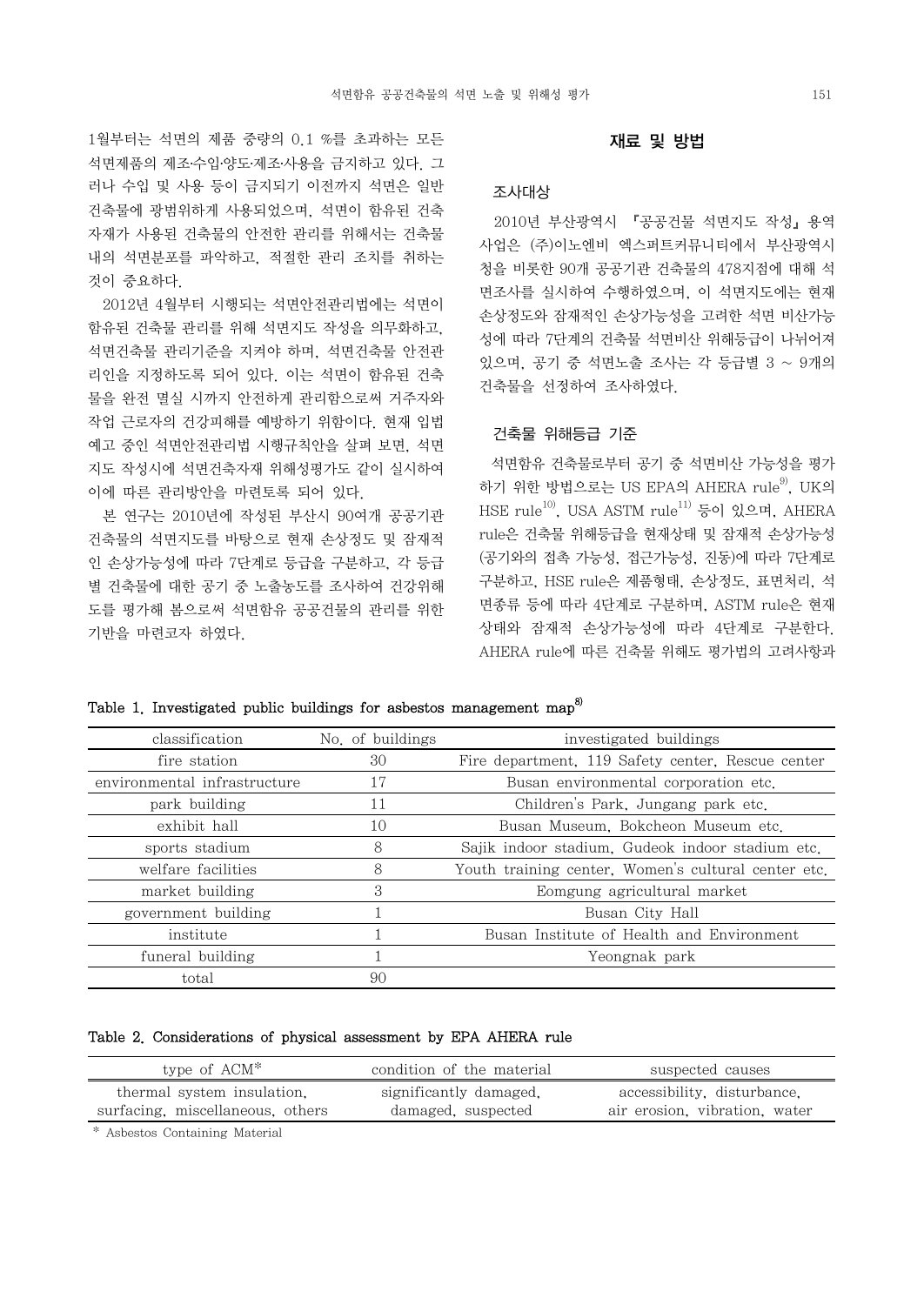1월부터는 석면의 제품 중량의 0.1 %를 초과하는 모든 석면제품의 제조·수입·양도·제조·사용을 금지하고 있다. 그러나 수입 및 사용 등이 금지되기 이전까지 석면은 일반 건축물에 광범위하게 사용되었으며, 석면이 함유된 건축자재가 사용된 건축물의 안전한 관리를 위해서는 건축물 내의 석면분포를 파악하고, 적절한 관리 조치를 취하는 것이 중요하다.

2012년 4월부터 시행되는 석면안전관리법에는 석면이 함유된 건축물 관리를 위해 석면지도 작성을 의무화하고, 석면건축물 관리기준을 지켜야 하며, 석면건축물 안전관리인을 지정하도록 되어 있다. 이는 석면이 함유된 건축물을 완전 멸실 시까지 안전하게 관리함으로써 거주자와 작업 근로자의 건강피해를 예방하기 위함이다. 현재 입법예고 중인 석면안전관리법 시행규칙안을 살펴 보면, 석면지도 작성시에 석면건축자재 위해성평가도 같이 실시하여 이에 따른 관리방안을 마련토록 되어 있다.

본 연구는 2010년에 작성된 부산시 90여개 공공기관 건축물의 석면지도를 바탕으로 현재 손상정도 및 잠재적인 손상가능성에 따라 7단계로 등급을 구분하고, 각 등급별 건축물에 대한 공기 중 노출농도를 조사하여 건강위해도를 평가해 봄으로써 석면함유 공공건물의 관리를 위한 기반을 마련코자 하였다.

## 재료 및 방법

### 조사대상

2010년 부산광역시 『공공건물 석면지도 작성』용역 사업은 (주)이노엔비 엑스퍼트커뮤니티에서 부산광역시청을 비롯한 90개 공공기관 건축물의 478지점에 대해 석면조사를 실시하여 수행하였으며, 이 석면지도에는 현재 손상정도와 잠재적인 손상가능성을 고려한 석면 비산가능성에 따라 7단계의 건축물 석면비산 위해등급이 나뉘어져 있으며, 공기 중 석면노출 조사는 각 등급별 3 ~ 9개의 건축물을 선정하여 조사하였다.

### 건축물 위해등급 기준

석면함유 건축물로부터 공기 중 석면비산 가능성을 평가하기 위한 방법으로는 US EPA의 AHERA rule[9], UK의 HSE rule[10], USA ASTM rule[11] 등이 있으며, AHERA rule은 건축물 위해등급을 현재상태 및 잠재적 손상가능성(공기와의 접촉 가능성, 접근가능성, 진동)에 따라 7단계로 구분하고, HSE rule은 제품형태, 손상정도, 표면처리, 석면종류 등에 따라 4단계로 구분하며, ASTM rule은 현재상태와 잠재적 손상가능성에 따라 4단계로 구분한다. AHERA rule에 따른 건축물 위해도 평가법의 고려사항과

**Table 1. Investigated public buildings for asbestos management map[8]**

| classification | No. of buildings | investigated buildings |
|---|---|---|
| fire station | 30 | Fire department, 119 Safety center, Rescue center |
| environmental infrastructure | 17 | Busan environmental corporation etc. |
| park building | 11 | Children's Park, Jungang park etc. |
| exhibit hall | 10 | Busan Museum, Bokcheon Museum etc. |
| sports stadium | 8 | Sajik indoor stadium, Gudeok indoor stadium etc. |
| welfare facilities | 8 | Youth training center, Women's cultural center etc. |
| market building | 3 | Eomgung agricultural market |
| government building | 1 | Busan City Hall |
| institute | 1 | Busan Institute of Health and Environment |
| funeral building | 1 | Yeongnak park |
| total | 90 | |

**Table 2. Considerations of physical assessment by EPA AHERA rule**

| type of ACM* | condition of the material | suspected causes |
|---|---|---|
| thermal system insulation, surfacing, miscellaneous, others | significantly damaged, damaged, suspected | accessibility, disturbance, air erosion, vibration, water |

\* Asbestos Containing Material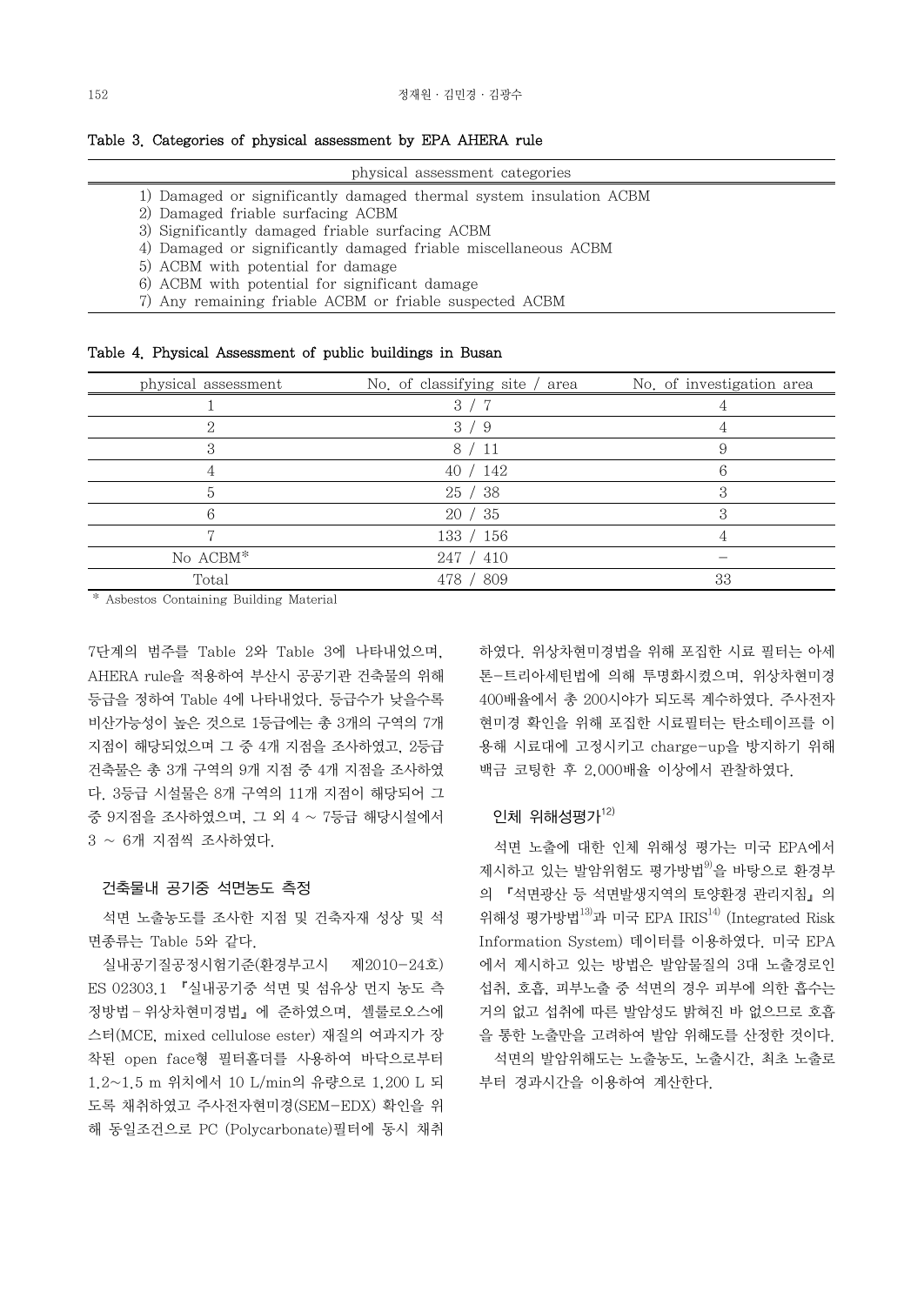Table 3. Categories of physical assessment by EPA AHERA rule

| physical assessment categories |
|---|
| 1) Damaged or significantly damaged thermal system insulation ACBM |
| 2) Damaged friable surfacing ACBM |
| 3) Significantly damaged friable surfacing ACBM |
| 4) Damaged or significantly damaged friable miscellaneous ACBM |
| 5) ACBM with potential for damage |
| 6) ACBM with potential for significant damage |
| 7) Any remaining friable ACBM or friable suspected ACBM |

Table 4. Physical Assessment of public buildings in Busan

| physical assessment | No. of classifying site / area | No. of investigation area |
|---|---|---|
| 1 | 3 / 7 | 4 |
| 2 | 3 / 9 | 4 |
| 3 | 8 / 11 | 9 |
| 4 | 40 / 142 | 6 |
| 5 | 25 / 38 | 3 |
| 6 | 20 / 35 | 3 |
| 7 | 133 / 156 | 4 |
| No ACBM* | 247 / 410 | – |
| Total | 478 / 809 | 33 |

\* Asbestos Containing Building Material

7단계의 범주를 Table 2와 Table 3에 나타내었으며, AHERA rule을 적용하여 부산시 공공기관 건축물의 위해등급을 정하여 Table 4에 나타내었다. 등급수가 낮을수록 비산가능성이 높은 것으로 1등급에는 총 3개의 구역의 7개 지점이 해당되었으며 그 중 4개 지점을 조사하였고, 2등급 건축물은 총 3개 구역의 9개 지점 중 4개 지점을 조사하였다. 3등급 시설물은 8개 구역의 11개 지점이 해당되어 그 중 9지점을 조사하였으며, 그 외 4 ~ 7등급 해당시설에서 3 ~ 6개 지점씩 조사하였다.

## 건축물내 공기중 석면농도 측정

석면 노출농도를 조사한 지점 및 건축자재 성상 및 석면종류는 Table 5와 같다.

실내공기질공정시험기준(환경부고시 제2010-24호) ES 02303.1 『실내공기중 석면 및 섬유상 먼지 농도 측정방법 - 위상차현미경법』에 준하였으며, 셀룰로오스에스터(MCE, mixed cellulose ester) 재질의 여과지가 장착된 open face형 필터홀더를 사용하여 바닥으로부터 1.2~1.5 m 위치에서 10 L/min의 유량으로 1,200 L 되도록 채취하였고 주사전자현미경(SEM-EDX) 확인을 위해 동일조건으로 PC (Polycarbonate)필터에 동시 채취하였다. 위상차현미경법을 위해 포집한 시료 필터는 아세톤-트리아세틴법에 의해 투명화시켰으며, 위상차현미경 400배율에서 총 200시야가 되도록 계수하였다. 주사전자현미경 확인을 위해 포집한 시료필터는 탄소테이프를 이용해 시료대에 고정시키고 charge-up을 방지하기 위해 백금 코팅한 후 2,000배율 이상에서 관찰하였다.

## 인체 위해성평가[12]

석면 노출에 대한 인체 위해성 평가는 미국 EPA에서 제시하고 있는 발암위험도 평가방법[9]을 바탕으로 환경부의 『석면광산 등 석면발생지역의 토양환경 관리지침』의 위해성 평가방법[13]과 미국 EPA IRIS[14] (Integrated Risk Information System) 데이터를 이용하였다. 미국 EPA에서 제시하고 있는 방법은 발암물질의 3대 노출경로인 섭취, 호흡, 피부노출 중 석면의 경우 피부에 의한 흡수는 거의 없고 섭취에 따른 발암성도 밝혀진 바 없으므로 호흡을 통한 노출만을 고려하여 발암 위해도를 산정한 것이다.

석면의 발암위해도는 노출농도, 노출시간, 최초 노출로부터 경과시간을 이용하여 계산한다.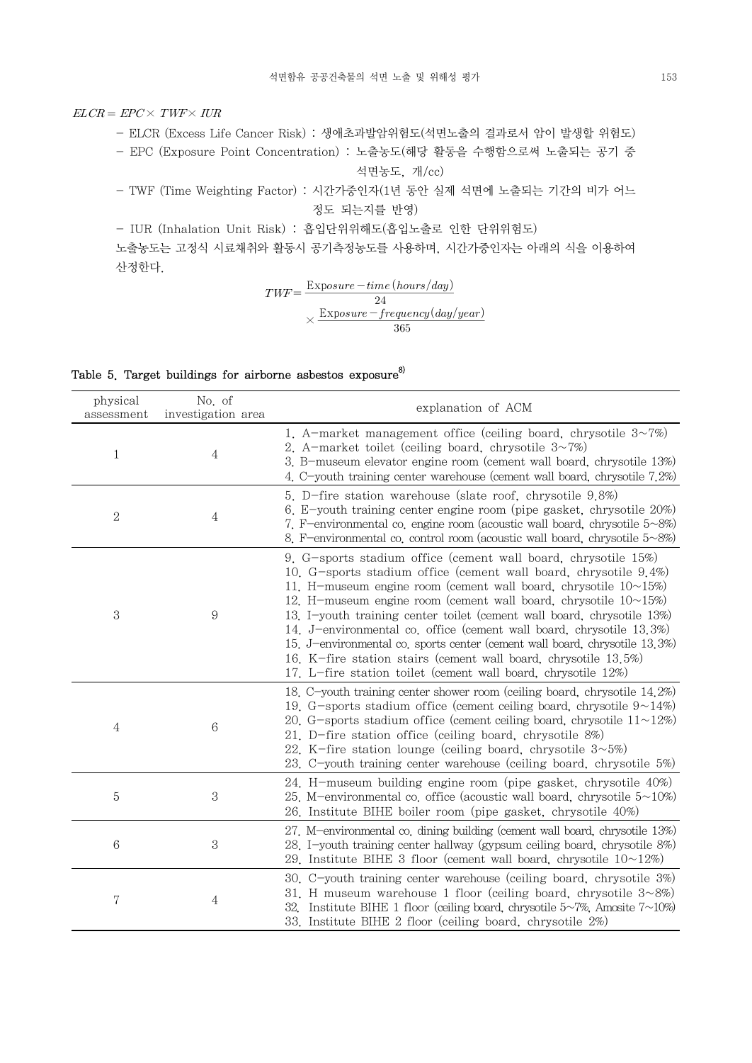$$ELCR = EPC \times TWF \times IUR$$

- ELCR (Excess Life Cancer Risk) : 생애초과발암위험도(석면노출의 결과로서 암이 발생할 위험도)
- EPC (Exposure Point Concentration) : 노출농도(해당 활동을 수행함으로써 노출되는 공기 중 석면농도, 개/cc)
- TWF (Time Weighting Factor) : 시간가중인자(1년 동안 실제 석면에 노출되는 기간의 비가 어느 정도 되는지를 반영)
- IUR (Inhalation Unit Risk) : 흡입단위위해도(흡입노출로 인한 단위위험도)

노출농도는 고정식 시료채취와 활동시 공기측정농도를 사용하며, 시간가중인자는 아래의 식을 이용하여 산정한다.

$$TWF = \frac{Exposure-time\,(hours/day)}{24} \times \frac{Exposure-frequency(day/year)}{365}$$

**Table 5. Target buildings for airborne asbestos exposure[8)]**

| physical assessment | No. of investigation area | explanation of ACM |
|---|---|---|
| 1 | 4 | 1. A-market management office (ceiling board, chrysotile 3~7%)<br>2. A-market toilet (ceiling board, chrysotile 3~7%)<br>3. B-museum elevator engine room (cement wall board, chrysotile 13%)<br>4. C-youth training center warehouse (cement wall board, chrysotile 7.2%) |
| 2 | 4 | 5. D-fire station warehouse (slate roof, chrysotile 9.8%)<br>6. E-youth training center engine room (pipe gasket, chrysotile 20%)<br>7. F-environmental co. engine room (acoustic wall board, chrysotile 5~8%)<br>8. F-environmental co. control room (acoustic wall board, chrysotile 5~8%) |
| 3 | 9 | 9. G-sports stadium office (cement wall board, chrysotile 15%)<br>10. G-sports stadium office (cement wall board, chrysotile 9.4%)<br>11. H-museum engine room (cement wall board, chrysotile 10~15%)<br>12. H-museum engine room (cement wall board, chrysotile 10~15%)<br>13. I-youth training center toilet (cement wall board, chrysotile 13%)<br>14. J-environmental co. office (cement wall board, chrysotile 13.3%)<br>15. J-environmental co. sports center (cement wall board, chrysotile 13.3%)<br>16. K-fire station stairs (cement wall board, chrysotile 13.5%)<br>17. L-fire station toilet (cement wall board, chrysotile 12%) |
| 4 | 6 | 18. C-youth training center shower room (ceiling board, chrysotile 14.2%)<br>19. G-sports stadium office (cement ceiling board, chrysotile 9~14%)<br>20. G-sports stadium office (cement ceiling board, chrysotile 11~12%)<br>21. D-fire station office (ceiling board, chrysotile 8%)<br>22. K-fire station lounge (ceiling board, chrysotile 3~5%)<br>23. C-youth training center warehouse (ceiling board, chrysotile 5%) |
| 5 | 3 | 24. H-museum building engine room (pipe gasket, chrysotile 40%)<br>25. M-environmental co. office (acoustic wall board, chrysotile 5~10%)<br>26. Institute BIHE boiler room (pipe gasket, chrysotile 40%) |
| 6 | 3 | 27. M-environmental co. dining building (cement wall board, chrysotile 13%)<br>28. I-youth training center hallway (gypsum ceiling board, chrysotile 8%)<br>29. Institute BIHE 3 floor (cement wall board, chrysotile 10~12%) |
| 7 | 4 | 30. C-youth training center warehouse (ceiling board, chrysotile 3%)<br>31. H museum warehouse 1 floor (ceiling board, chrysotile 3~8%)<br>32. Institute BIHE 1 floor (ceiling board, chrysotile 5~7%, Amosite 7~10%)<br>33. Institute BIHE 2 floor (ceiling board, chrysotile 2%) |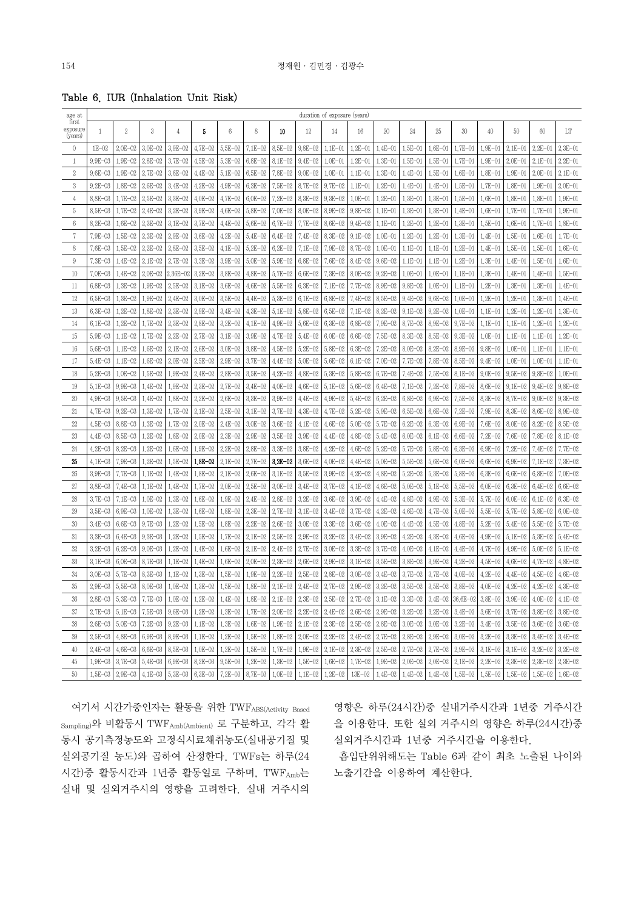Table 6. IUR (Inhalation Unit Risk)

| age at first exposure (years) | duration of exposure (years) | | | | | | | | | | | | | | | | | | |
|---|---|---|---|---|---|---|---|---|---|---|---|---|---|---|---|---|---|---|---|
| | 1 | 2 | 3 | 4 | **5** | 6 | 8 | **10** | 12 | 14 | 16 | 20 | 24 | 25 | 30 | 40 | 50 | 60 | LT |
| 0 | 1E-02 | 2.0E-02 | 3.0E-02 | 3.9E-02 | 4.7E-02 | 5.5E-02 | 7.1E-02 | 8.5E-02 | 9.8E-02 | 1.1E-01 | 1.2E-01 | 1.4E-01 | 1.5E-01 | 1.6E-01 | 1.7E-01 | 1.9E-01 | 2.1E-01 | 2.2E-01 | 2.3E-01 |
| 1 | 9.9E-03 | 1.9E-02 | 2.8E-02 | 3.7E-02 | 4.5E-02 | 5.3E-02 | 6.8E-02 | 8.1E-02 | 9.4E-02 | 1.0E-01 | 1.2E-01 | 1.3E-01 | 1.5E-01 | 1.5E-01 | 1.7E-01 | 1.9E-01 | 2.0E-01 | 2.1E-01 | 2.2E-01 |
| 2 | 9.6E-03 | 1.9E-02 | 2.7E-02 | 3.6E-02 | 4.4E-02 | 5.1E-02 | 6.5E-02 | 7.8E-02 | 9.0E-02 | 1.0E-01 | 1.1E-01 | 1.3E-01 | 1.4E-01 | 1.5E-01 | 1.6E-01 | 1.8E-01 | 1.9E-01 | 2.0E-01 | 2.1E-01 |
| 3 | 9.2E-03 | 1.8E-02 | 2.6E-02 | 3.4E-02 | 4.2E-02 | 4.9E-02 | 6.3E-02 | 7.5E-02 | 8.7E-02 | 9.7E-02 | 1.1E-01 | 1.2E-01 | 1.4E-01 | 1.4E-01 | 1.5E-01 | 1.7E-01 | 1.8E-01 | 1.9E-01 | 2.0E-01 |
| 4 | 8.8E-03 | 1.7E-02 | 2.5E-02 | 3.3E-02 | 4.0E-02 | 4.7E-02 | 6.0E-02 | 7.2E-02 | 8.3E-02 | 9.3E-02 | 1.0E-01 | 1.2E-01 | 1.3E-01 | 1.3E-01 | 1.5E-01 | 1.6E-01 | 1.8E-01 | 1.8E-01 | 1.9E-01 |
| 5 | 8.5E-03 | 1.7E-02 | 2.4E-02 | 3.2E-02 | 3.9E-02 | 4.6E-02 | 5.8E-02 | 7.0E-02 | 8.0E-02 | 8.9E-02 | 9.8E-02 | 1.1E-01 | 1.3E-01 | 1.3E-01 | 1.4E-01 | 1.6E-01 | 1.7E-01 | 1.7E-01 | 1.9E-01 |
| 6 | 8.2E-03 | 1.6E-02 | 2.3E-02 | 3.1E-02 | 3.7E-02 | 4.4E-02 | 5.6E-02 | 6.7E-02 | 7.7E-02 | 8.6E-02 | 9.4E-02 | 1.1E-01 | 1.2E-01 | 1.2E-01 | 1.3E-01 | 1.5E-01 | 1.6E-01 | 1.7E-01 | 1.8E-01 |
| 7 | 7.9E-03 | 1.5E-02 | 2.3E-02 | 2.9E-02 | 3.6E-02 | 4.2E-02 | 5.4E-02 | 6.4E-02 | 7.4E-02 | 8.3E-02 | 9.1E-02 | 1.0E-01 | 1.2E-01 | 1.2E-01 | 1.3E-01 | 1.4E-01 | 1.5E-01 | 1.6E-01 | 1.7E-01 |
| 8 | 7.6E-03 | 1.5E-02 | 2.2E-02 | 2.8E-02 | 3.5E-02 | 4.1E-02 | 5.2E-02 | 6.2E-02 | 7.1E-02 | 7.9E-02 | 8.7E-02 | 1.0E-01 | 1.1E-01 | 1.1E-01 | 1.2E-01 | 1.4E-01 | 1.5E-01 | 1.5E-01 | 1.6E-01 |
| 9 | 7.3E-03 | 1.4E-02 | 2.1E-02 | 2.7E-02 | 3.3E-02 | 3.9E-02 | 5.0E-02 | 5.9E-02 | 6.8E-02 | 7.6E-02 | 8.4E-02 | 9.6E-02 | 1.1E-01 | 1.1E-01 | 1.2E-01 | 1.3E-01 | 1.4E-01 | 1.5E-01 | 1.6E-01 |
| 10 | 7.0E-03 | 1.4E-02 | 2.0E-02 | 2.36E-02 | 3.2E-02 | 3.8E-02 | 4.8E-02 | 5.7E-02 | 6.6E-02 | 7.3E-02 | 8.0E-02 | 9.2E-02 | 1.0E-01 | 1.0E-01 | 1.1E-01 | 1.3E-01 | 1.4E-01 | 1.4E-01 | 1.5E-01 |
| 11 | 6.8E-03 | 1.3E-02 | 1.9E-02 | 2.5E-02 | 3.1E-02 | 3.6E-02 | 4.6E-02 | 5.5E-02 | 6.3E-02 | 7.1E-02 | 7.7E-02 | 8.9E-02 | 9.8E-02 | 1.0E-01 | 1.1E-01 | 1.2E-01 | 1.3E-01 | 1.3E-01 | 1.4E-01 |
| 12 | 6.5E-03 | 1.3E-02 | 1.9E-02 | 2.4E-02 | 3.0E-02 | 3.5E-02 | 4.4E-02 | 5.3E-02 | 6.1E-02 | 6.8E-02 | 7.4E-02 | 8.5E-02 | 9.4E-02 | 9.6E-02 | 1.0E-01 | 1.2E-01 | 1.2E-01 | 1.3E-01 | 1.4E-01 |
| 13 | 6.3E-03 | 1.2E-02 | 1.8E-02 | 2.3E-02 | 2.9E-02 | 3.4E-02 | 4.3E-02 | 5.1E-02 | 5.8E-02 | 6.5E-02 | 7.1E-02 | 8.2E-02 | 9.1E-02 | 9.2E-02 | 1.0E-01 | 1.1E-01 | 1.2E-01 | 1.2E-01 | 1.3E-01 |
| 14 | 6.1E-03 | 1.2E-02 | 1.7E-02 | 2.3E-02 | 2.8E-02 | 3.2E-02 | 4.1E-02 | 4.9E-02 | 5.6E-02 | 6.3E-02 | 6.8E-02 | 7.9E-02 | 8.7E-02 | 8.9E-02 | 9.7E-02 | 1.1E-01 | 1.1E-01 | 1.2E-01 | 1.2E-01 |
| 15 | 5.9E-03 | 1.1E-02 | 1.7E-02 | 2.2E-02 | 2.7E-02 | 3.1E-02 | 3.9E-02 | 4.7E-02 | 5.4E-02 | 6.0E-02 | 6.6E-02 | 7.5E-02 | 8.3E-02 | 8.5E-02 | 9.3E-02 | 1.0E-01 | 1.1E-01 | 1.1E-01 | 1.2E-01 |
| 16 | 5.6E-03 | 1.1E-02 | 1.6E-02 | 2.1E-02 | 2.6E-02 | 3.0E-02 | 3.8E-02 | 4.5E-02 | 5.2E-02 | 5.8E-02 | 6.3E-02 | 7.2E-02 | 8.0E-02 | 8.2E-02 | 8.9E-02 | 9.8E-02 | 1.0E-01 | 1.1E-01 | 1.1E-01 |
| 17 | 5.4E-03 | 1.1E-02 | 1.6E-02 | 2.0E-02 | 2.5E-02 | 2.9E-02 | 3.7E-02 | 4.4E-02 | 5.0E-02 | 5.6E-02 | 6.1E-02 | 7.0E-02 | 7.7E-02 | 7.8E-02 | 8.5E-02 | 9.4E-02 | 1.0E-01 | 1.0E-01 | 1.1E-01 |
| 18 | 5.2E-03 | 1.0E-02 | 1.5E-02 | 1.9E-02 | 2.4E-02 | 2.8E-02 | 3.5E-02 | 4.2E-02 | 4.8E-02 | 5.3E-02 | 5.8E-02 | 6.7E-02 | 7.4E-02 | 7.5E-02 | 8.1E-02 | 9.0E-02 | 9.5E-02 | 9.8E-02 | 1.0E-01 |
| 19 | 5.1E-03 | 9.9E-03 | 1.4E-02 | 1.9E-02 | 2.3E-02 | 2.7E-02 | 3.4E-02 | 4.0E-02 | 4.6E-02 | 5.1E-02 | 5.6E-02 | 6.4E-02 | 7.1E-02 | 7.2E-02 | 7.8E-02 | 8.6E-02 | 9.1E-02 | 9.4E-02 | 9.8E-02 |
| 20 | 4.9E-03 | 9.5E-03 | 1.4E-02 | 1.8E-02 | 2.2E-02 | 2.6E-02 | 3.3E-02 | 3.9E-02 | 4.4E-02 | 4.9E-02 | 5.4E-02 | 6.2E-02 | 6.8E-02 | 6.9E-02 | 7.5E-02 | 8.3E-02 | 8.7E-02 | 9.0E-02 | 9.3E-02 |
| 21 | 4.7E-03 | 9.2E-03 | 1.3E-02 | 1.7E-02 | 2.1E-02 | 2.5E-02 | 3.1E-02 | 3.7E-02 | 4.3E-02 | 4.7E-02 | 5.2E-02 | 5.9E-02 | 6.5E-02 | 6.6E-02 | 7.2E-02 | 7.9E-02 | 8.3E-02 | 8.6E-02 | 8.9E-02 |
| 22 | 4.5E-03 | 8.8E-03 | 1.3E-02 | 1.7E-02 | 2.0E-02 | 2.4E-02 | 3.0E-02 | 3.6E-02 | 4.1E-02 | 4.6E-02 | 5.0E-02 | 5.7E-02 | 6.2E-02 | 6.3E-02 | 6.9E-02 | 7.6E-02 | 8.0E-02 | 8.2E-02 | 8.5E-02 |
| 23 | 4.4E-03 | 8.5E-03 | 1.2E-02 | 1.6E-02 | 2.0E-02 | 2.3E-02 | 2.9E-02 | 3.5E-02 | 3.9E-02 | 4.4E-02 | 4.8E-02 | 5.4E-02 | 6.0E-02 | 6.1E-02 | 6.6E-02 | 7.2E-02 | 7.6E-02 | 7.8E-02 | 8.1E-02 |
| 24 | 4.2E-03 | 8.2E-03 | 1.2E-02 | 1.6E-02 | 1.9E-02 | 2.2E-02 | 2.8E-02 | 3.3E-02 | 3.8E-02 | 4.2E-02 | 4.6E-02 | 5.2E-02 | 5.7E-02 | 5.8E-02 | 6.3E-02 | 6.9E-02 | 7.2E-02 | 7.4E-02 | 7.7E-02 |
| **25** | 4.1E-03 | 7.9E-03 | 1.2E-02 | 1.5E-02 | **1.8E-02** | 2.1E-02 | 2.7E-02 | **3.2E-02** | 3.6E-02 | 4.0E-02 | 4.4E-02 | 5.0E-02 | 5.5E-02 | 5.6E-02 | 6.0E-02 | 6.6E-02 | 6.9E-02 | 7.1E-02 | 7.3E-02 |
| 26 | 3.9E-03 | 7.7E-03 | 1.1E-02 | 1.4E-02 | 1.8E-02 | 2.1E-02 | 2.6E-02 | 3.1E-02 | 3.5E-02 | 3.9E-02 | 4.2E-02 | 4.8E-02 | 5.2E-02 | 5.3E-02 | 5.8E-02 | 6.3E-02 | 6.6E-02 | 6.8E-02 | 7.0E-02 |
| 27 | 3.8E-03 | 7.4E-03 | 1.1E-02 | 1.4E-02 | 1.7E-02 | 2.0E-02 | 2.5E-02 | 3.0E-02 | 3.4E-02 | 3.7E-02 | 4.1E-02 | 4.6E-02 | 5.0E-02 | 5.1E-02 | 5.5E-02 | 6.0E-02 | 6.3E-02 | 6.4E-02 | 6.6E-02 |
| 28 | 3.7E-03 | 7.1E-03 | 1.0E-02 | 1.3E-02 | 1.6E-02 | 1.9E-02 | 2.4E-02 | 2.8E-02 | 3.2E-02 | 3.6E-02 | 3.9E-02 | 4.4E-02 | 4.8E-02 | 4.9E-02 | 5.3E-02 | 5.7E-02 | 6.0E-02 | 6.1E-02 | 6.3E-02 |
| 29 | 3.5E-03 | 6.9E-03 | 1.0E-02 | 1.3E-02 | 1.6E-02 | 1.8E-02 | 2.3E-02 | 2.7E-02 | 3.1E-02 | 3.4E-02 | 3.7E-02 | 4.2E-02 | 4.6E-02 | 4.7E-02 | 5.0E-02 | 5.5E-02 | 5.7E-02 | 5.8E-02 | 6.0E-02 |
| 30 | 3.4E-03 | 6.6E-03 | 9.7E-03 | 1.2E-02 | 1.5E-02 | 1.8E-02 | 2.2E-02 | 2.6E-02 | 3.0E-02 | 3.3E-02 | 3.6E-02 | 4.0E-02 | 4.4E-02 | 4.5E-02 | 4.8E-02 | 5.2E-02 | 5.4E-02 | 5.5E-02 | 5.7E-02 |
| 31 | 3.3E-03 | 6.4E-03 | 9.3E-03 | 1.2E-02 | 1.5E-02 | 1.7E-02 | 2.1E-02 | 2.5E-02 | 2.9E-02 | 3.2E-02 | 3.4E-02 | 3.9E-02 | 4.2E-02 | 4.3E-02 | 4.6E-02 | 4.9E-02 | 5.1E-02 | 5.3E-02 | 5.4E-02 |
| 32 | 3.2E-03 | 6.2E-03 | 9.0E-03 | 1.2E-02 | 1.4E-02 | 1.6E-02 | 2.1E-02 | 2.4E-02 | 2.7E-02 | 3.0E-02 | 3.3E-02 | 3.7E-02 | 4.0E-02 | 4.1E-02 | 4.4E-02 | 4.7E-02 | 4.9E-02 | 5.0E-02 | 5.1E-02 |
| 33 | 3.1E-03 | 6.0E-03 | 8.7E-03 | 1.1E-02 | 1.4E-02 | 1.6E-02 | 2.0E-02 | 2.3E-02 | 2.6E-02 | 2.9E-02 | 3.1E-02 | 3.5E-02 | 3.8E-02 | 3.9E-02 | 4.2E-02 | 4.5E-02 | 4.6E-02 | 4.7E-02 | 4.8E-02 |
| 34 | 3.0E-03 | 5.7E-03 | 8.3E-03 | 1.1E-02 | 1.3E-02 | 1.5E-02 | 1.9E-02 | 2.2E-02 | 2.5E-02 | 2.8E-02 | 3.0E-02 | 3.4E-02 | 3.7E-02 | 3.7E-02 | 4.0E-02 | 4.2E-02 | 4.4E-02 | 4.5E-02 | 4.6E-02 |
| 35 | 2.9E-03 | 5.5E-03 | 8.0E-03 | 1.0E-02 | 1.3E-02 | 1.5E-02 | 1.8E-02 | 2.1E-02 | 2.4E-02 | 2.7E-02 | 2.9E-02 | 3.2E-02 | 3.5E-02 | 3.5E-02 | 3.8E-02 | 4.0E-02 | 4.2E-02 | 4.2E-02 | 4.3E-02 |
| 36 | 2.8E-03 | 5.3E-03 | 7.7E-03 | 1.0E-02 | 1.2E-02 | 1.4E-02 | 1.8E-02 | 2.1E-02 | 2.3E-02 | 2.5E-02 | 2.7E-02 | 3.1E-02 | 3.3E-02 | 3.4E-02 | 36.6E-02 | 3.8E-02 | 3.9E-02 | 4.0E-02 | 4.1E-02 |
| 37 | 2.7E-03 | 5.1E-03 | 7.5E-03 | 9.6E-03 | 1.2E-02 | 1.3E-02 | 1.7E-02 | 2.0E-02 | 2.2E-02 | 2.4E-02 | 2.6E-02 | 2.9E-02 | 3.2E-02 | 3.2E-02 | 3.4E-02 | 3.6E-02 | 3.7E-02 | 3.8E-02 | 3.8E-02 |
| 38 | 2.6E-03 | 5.0E-03 | 7.2E-03 | 9.2E-03 | 1.1E-02 | 1.3E-02 | 1.6E-02 | 1.9E-02 | 2.1E-02 | 2.3E-02 | 2.5E-02 | 2.8E-02 | 3.0E-02 | 3.0E-02 | 3.2E-02 | 3.4E-02 | 3.5E-02 | 3.6E-02 | 3.6E-02 |
| 39 | 2.5E-03 | 4.8E-03 | 6.9E-03 | 8.9E-03 | 1.1E-02 | 1.2E-02 | 1.5E-02 | 1.8E-02 | 2.0E-02 | 2.2E-02 | 2.4E-02 | 2.7E-02 | 2.8E-02 | 2.9E-02 | 3.0E-02 | 3.2E-02 | 3.3E-02 | 3.4E-02 | 3.4E-02 |
| 40 | 2.4E-03 | 4.6E-03 | 6.6E-03 | 8.5E-03 | 1.0E-02 | 1.2E-02 | 1.5E-02 | 1.7E-02 | 1.9E-02 | 2.1E-02 | 2.3E-02 | 2.5E-02 | 2.7E-02 | 2.7E-02 | 2.9E-02 | 3.1E-02 | 3.1E-02 | 3.2E-02 | 3.2E-02 |
| 45 | 1.9E-03 | 3.7E-03 | 5.4E-03 | 6.9E-03 | 8.2E-03 | 9.5E-03 | 1.2E-02 | 1.3E-02 | 1.5E-02 | 1.6E-02 | 1.7E-02 | 1.9E-02 | 2.0E-02 | 2.0E-02 | 2.1E-02 | 2.2E-02 | 2.3E-02 | 2.3E-02 | 2.3E-02 |
| 50 | 1.5E-03 | 2.9E-03 | 4.1E-03 | 5.3E-03 | 6.3E-03 | 7.2E-03 | 8.7E-03 | 1.0E-02 | 1.1E-02 | 1.2E-02 | 13E-02 | 1.4E-02 | 1.4E-02 | 1.4E-02 | 1.5E-02 | 1.5E-02 | 1.5E-02 | 1.5E-02 | 1.6E-02 |

여기서 시간가중인자는 활동을 위한 $TWF_{ABS(Activity\ Based\ Sampling)}$와 비활동시 $TWF_{Amb(Ambient)}$ 로 구분하고, 각각 활동시 공기측정농도와 고정식시료채취농도(실내공기질 및 실외공기질 농도)와 곱하여 산정한다. TWFs는 하루(24시간)중 활동시간과 1년중 활동일로 구하며, $TWF_{Amb}$는 실내 및 실외거주시의 영향을 고려한다. 실내 거주시의 영향은 하루(24시간)중 실내거주시간과 1년중 거주시간을 이용한다. 또한 실외 거주시의 영향은 하루(24시간)중 실외거주시간과 1년중 거주시간을 이용한다.

흡입단위위해도는 Table 6과 같이 최초 노출된 나이와 노출기간을 이용하여 계산한다.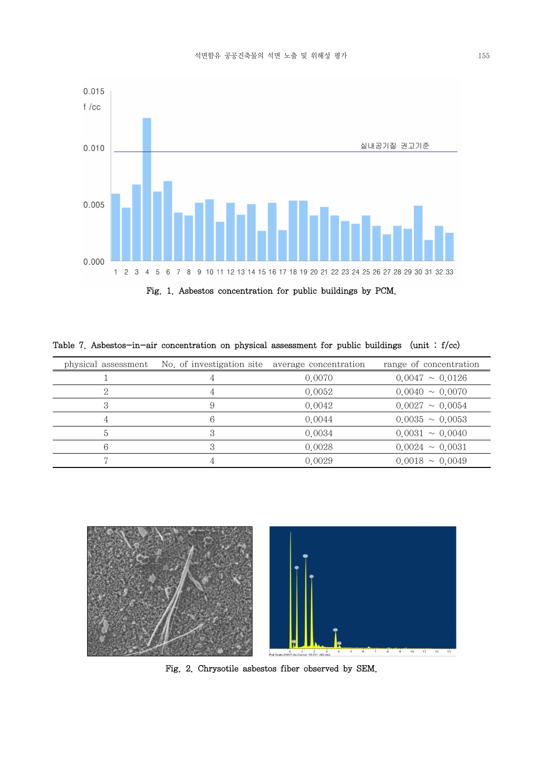Fig. 1. Asbestos concentration for public buildings by PCM.

Table 7. Asbestos-in-air concentration on physical assessment for public buildings (unit : f/cc)

| physical assessment | No. of investigation site | average concentration | range of concentration |
|---|---|---|---|
| 1 | 4 | 0.0070 | 0.0047 ~ 0.0126 |
| 2 | 4 | 0.0052 | 0.0040 ~ 0.0070 |
| 3 | 9 | 0.0042 | 0.0027 ~ 0.0054 |
| 4 | 6 | 0.0044 | 0.0035 ~ 0.0053 |
| 5 | 3 | 0.0034 | 0.0031 ~ 0.0040 |
| 6 | 3 | 0.0028 | 0.0024 ~ 0.0031 |
| 7 | 4 | 0.0029 | 0.0018 ~ 0.0049 |

Fig. 2. Chrysotile asbestos fiber observed by SEM.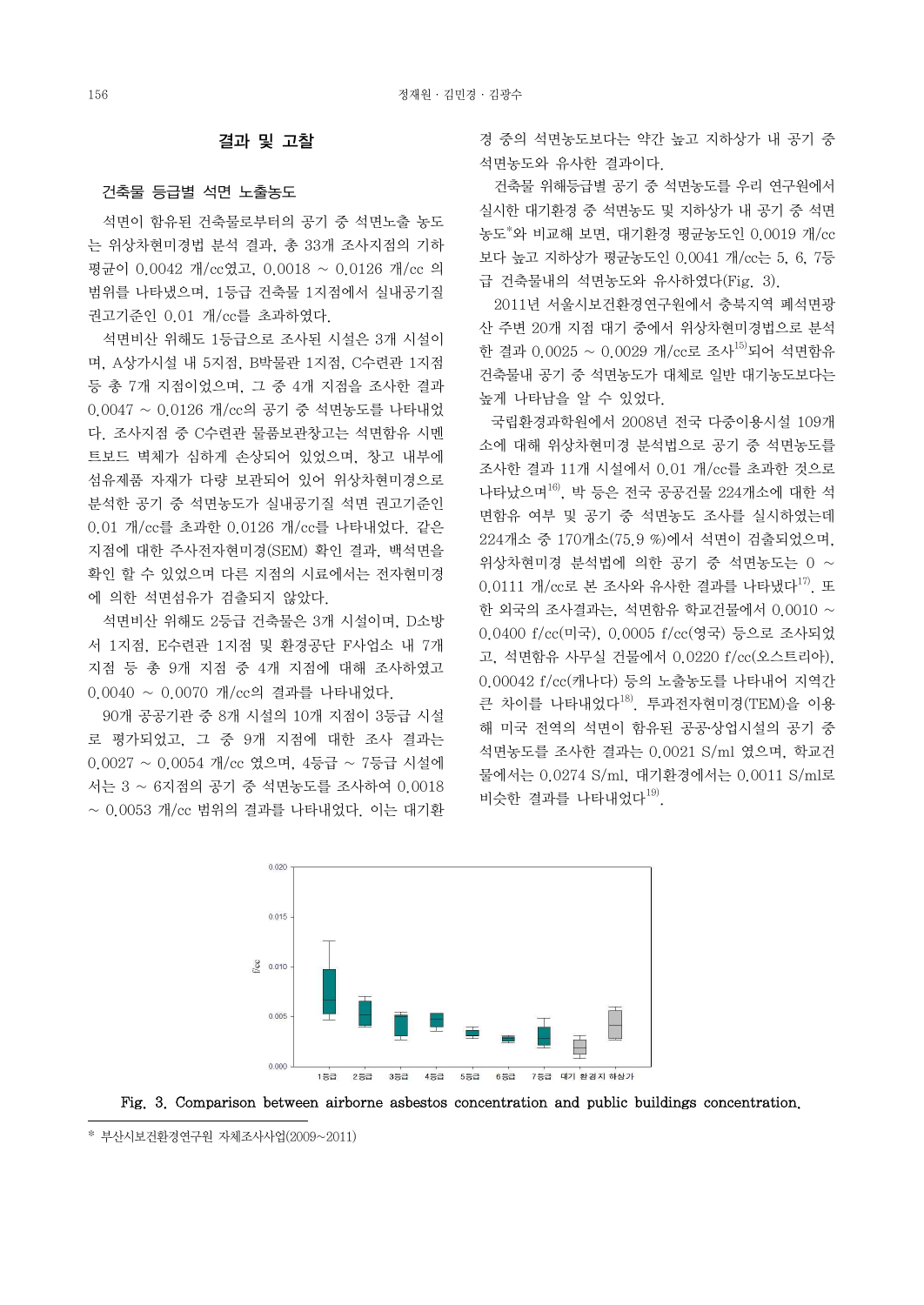## 결과 및 고찰

### 건축물 등급별 석면 노출농도

석면이 함유된 건축물로부터의 공기 중 석면노출 농도는 위상차현미경법 분석 결과, 총 33개 조사지점의 기하평균이 0.0042 개/cc였고, 0.0018 ~ 0.0126 개/cc 의 범위를 나타냈으며, 1등급 건축물 1지점에서 실내공기질 권고기준인 0.01 개/cc를 초과하였다.

석면비산 위해도 1등급으로 조사된 시설은 3개 시설이며, A상가시설 내 5지점, B박물관 1지점, C수련관 1지점 등 총 7개 지점이었으며, 그 중 4개 지점을 조사한 결과 0.0047 ~ 0.0126 개/cc의 공기 중 석면농도를 나타내었다. 조사지점 중 C수련관 물품보관창고는 석면함유 시멘트보드 벽체가 심하게 손상되어 있었으며, 창고 내부에 섬유제품 자재가 다량 보관되어 있어 위상차현미경으로 분석한 공기 중 석면농도가 실내공기질 석면 권고기준인 0.01 개/cc를 초과한 0.0126 개/cc를 나타내었다. 같은 지점에 대한 주사전자현미경(SEM) 확인 결과, 백석면을 확인 할 수 있었으며 다른 지점의 시료에서는 전자현미경에 의한 석면섬유가 검출되지 않았다.

석면비산 위해도 2등급 건축물은 3개 시설이며, D소방서 1지점, E수련관 1지점 및 환경공단 F사업소 내 7개 지점 등 총 9개 지점 중 4개 지점에 대해 조사하였고 0.0040 ~ 0.0070 개/cc의 결과를 나타내었다.

90개 공공기관 중 8개 시설의 10개 지점이 3등급 시설로 평가되었고, 그 중 9개 지점에 대한 조사 결과는 0.0027 ~ 0.0054 개/cc 였으며, 4등급 ~ 7등급 시설에서는 3 ~ 6지점의 공기 중 석면농도를 조사하여 0.0018 ~ 0.0053 개/cc 범위의 결과를 나타내었다. 이는 대기환경 중의 석면농도보다는 약간 높고 지하상가 내 공기 중 석면농도와 유사한 결과이다.

건축물 위해등급별 공기 중 석면농도를 우리 연구원에서 실시한 대기환경 중 석면농도 및 지하상가 내 공기 중 석면농도*와 비교해 보면, 대기환경 평균농도인 0.0019 개/cc 보다 높고 지하상가 평균농도인 0.0041 개/cc는 5, 6, 7등급 건축물내의 석면농도와 유사하였다(Fig. 3).

2011년 서울시보건환경연구원에서 충북지역 폐석면광산 주변 20개 지점 대기 중에서 위상차현미경법으로 분석한 결과 0.0025 ~ 0.0029 개/cc로 조사[15]되어 석면함유 건축물내 공기 중 석면농도가 대체로 일반 대기농도보다는 높게 나타남을 알 수 있었다.

국립환경과학원에서 2008년 전국 다중이용시설 109개소에 대해 위상차현미경 분석법으로 공기 중 석면농도를 조사한 결과 11개 시설에서 0.01 개/cc를 초과한 것으로 나타났으며[16], 박 등은 전국 공공건물 224개소에 대한 석면함유 여부 및 공기 중 석면농도 조사를 실시하였는데 224개소 중 170개소(75.9 %)에서 석면이 검출되었으며, 위상차현미경 분석법에 의한 공기 중 석면농도는 0 ~ 0.0111 개/cc로 본 조사와 유사한 결과를 나타냈다[17]. 또한 외국의 조사결과는, 석면함유 학교건물에서 0.0010 ~ 0.0400 f/cc(미국), 0.0005 f/cc(영국) 등으로 조사되었고, 석면함유 사무실 건물에서 0.0220 f/cc(오스트리아), 0.00042 f/cc(캐나다) 등의 노출농도를 나타내어 지역간 큰 차이를 나타내었다[18]. 투과전자현미경(TEM)을 이용해 미국 전역의 석면이 함유된 공공·상업시설의 공기 중 석면농도를 조사한 결과는 0.0021 S/ml 였으며, 학교건물에서는 0.0274 S/ml, 대기환경에서는 0.0011 S/ml로 비슷한 결과를 나타내었다[19].

Fig. 3. Comparison between airborne asbestos concentration and public buildings concentration.

\* 부산시보건환경연구원 자체조사사업(2009~2011)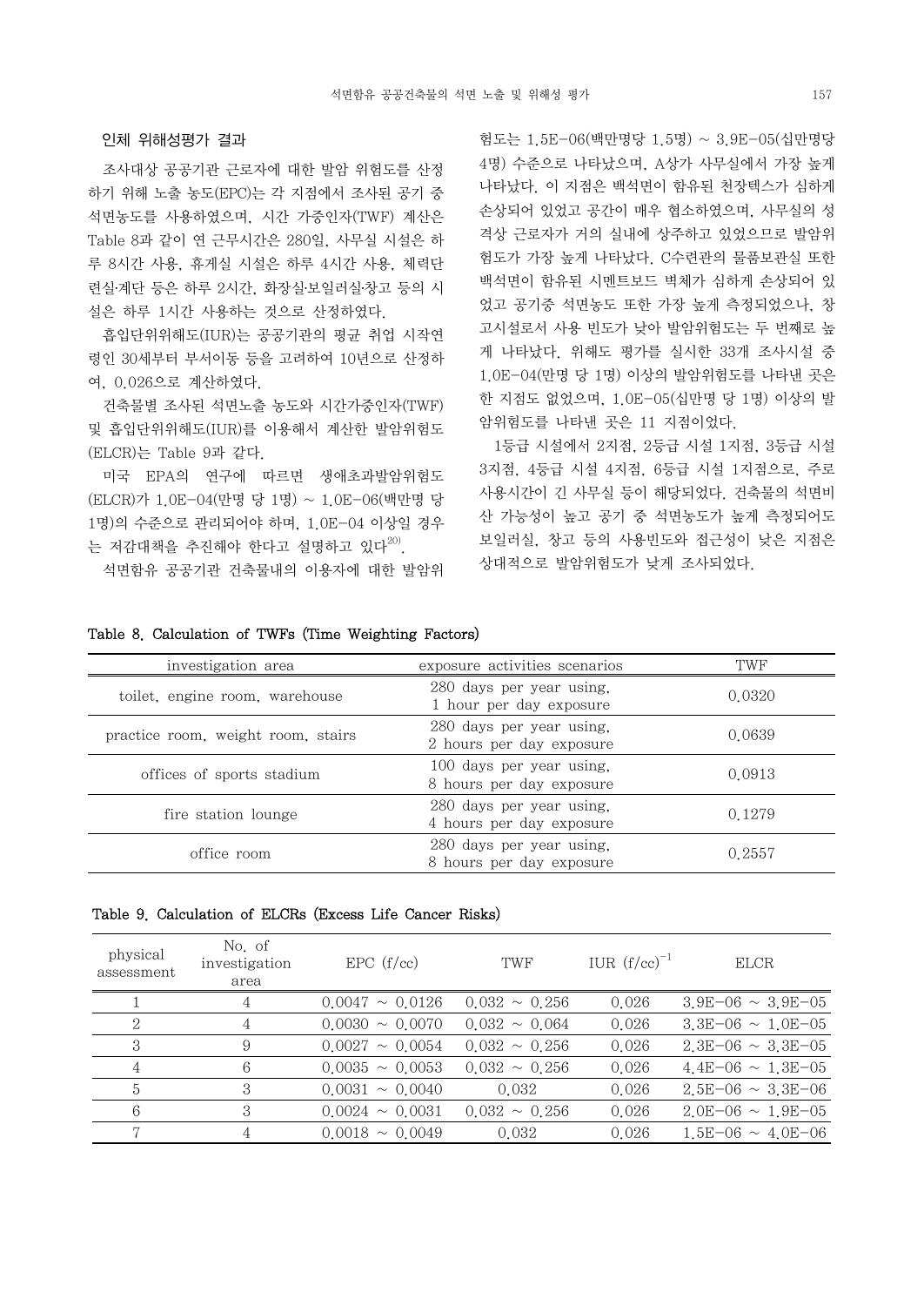### 인체 위해성평가 결과

조사대상 공공기관 근로자에 대한 발암 위험도를 산정하기 위해 노출 농도(EPC)는 각 지점에서 조사된 공기 중 석면농도를 사용하였으며, 시간 가중인자(TWF) 계산은 Table 8과 같이 연 근무시간은 280일, 사무실 시설은 하루 8시간 사용, 휴게실 시설은 하루 4시간 사용, 체력단련실·계단 등은 하루 2시간, 화장실·보일러실·창고 등의 시설은 하루 1시간 사용하는 것으로 산정하였다.

흡입단위위해도(IUR)는 공공기관의 평균 취업 시작연령인 30세부터 부서이동 등을 고려하여 10년으로 산정하여, 0.026으로 계산하였다.

건축물별 조사된 석면노출 농도와 시간가중인자(TWF) 및 흡입단위위해도(IUR)를 이용해서 계산한 발암위험도(ELCR)는 Table 9과 같다.

미국 EPA의 연구에 따르면 생애초과발암위험도(ELCR)가 1.0E-04(만명 당 1명) ~ 1.0E-06(백만명 당 1명)의 수준으로 관리되어야 하며, 1.0E-04 이상일 경우는 저감대책을 추진해야 한다고 설명하고 있다[20].

석면함유 공공기관 건축물내의 이용자에 대한 발암위험도는 1.5E-06(백만명당 1.5명) ~ 3.9E-05(십만명당 4명) 수준으로 나타났으며, A상가 사무실에서 가장 높게 나타났다. 이 지점은 백석면이 함유된 천장텍스가 심하게 손상되어 있었고 공간이 매우 협소하였으며, 사무실의 성격상 근로자가 거의 실내에 상주하고 있었으므로 발암위험도가 가장 높게 나타났다. C수련관의 물품보관실 또한 백석면이 함유된 시멘트보드 벽체가 심하게 손상되어 있었고 공기중 석면농도 또한 가장 높게 측정되었으나, 창고시설로서 사용 빈도가 낮아 발암위험도는 두 번째로 높게 나타났다. 위해도 평가를 실시한 33개 조사시설 중 1.0E-04(만명 당 1명) 이상의 발암위험도를 나타낸 곳은 한 지점도 없었으며, 1.0E-05(십만명 당 1명) 이상의 발암위험도를 나타낸 곳은 11 지점이었다.

1등급 시설에서 2지점, 2등급 시설 1지점, 3등급 시설 3지점, 4등급 시설 4지점, 6등급 시설 1지점으로, 주로 사용시간이 긴 사무실 등이 해당되었다. 건축물의 석면비산 가능성이 높고 공기 중 석면농도가 높게 측정되어도 보일러실, 창고 등의 사용빈도와 접근성이 낮은 지점은 상대적으로 발암위험도가 낮게 조사되었다.

Table 8. Calculation of TWFs (Time Weighting Factors)

| investigation area | exposure activities scenarios | TWF |
|---|---|---|
| toilet, engine room, warehouse | 280 days per year using, 1 hour per day exposure | 0.0320 |
| practice room, weight room, stairs | 280 days per year using, 2 hours per day exposure | 0.0639 |
| offices of sports stadium | 100 days per year using, 8 hours per day exposure | 0.0913 |
| fire station lounge | 280 days per year using, 4 hours per day exposure | 0.1279 |
| office room | 280 days per year using, 8 hours per day exposure | 0.2557 |

Table 9. Calculation of ELCRs (Excess Life Cancer Risks)

| physical assessment | No. of investigation area | EPC (f/cc) | TWF | IUR $(f/cc)^{-1}$ | ELCR |
|---|---|---|---|---|---|
| 1 | 4 | 0.0047 ~ 0.0126 | 0.032 ~ 0.256 | 0.026 | 3.9E-06 ~ 3.9E-05 |
| 2 | 4 | 0.0030 ~ 0.0070 | 0.032 ~ 0.064 | 0.026 | 3.3E-06 ~ 1.0E-05 |
| 3 | 9 | 0.0027 ~ 0.0054 | 0.032 ~ 0.256 | 0.026 | 2.3E-06 ~ 3.3E-05 |
| 4 | 6 | 0.0035 ~ 0.0053 | 0.032 ~ 0.256 | 0.026 | 4.4E-06 ~ 1.3E-05 |
| 5 | 3 | 0.0031 ~ 0.0040 | 0.032 | 0.026 | 2.5E-06 ~ 3.3E-06 |
| 6 | 3 | 0.0024 ~ 0.0031 | 0.032 ~ 0.256 | 0.026 | 2.0E-06 ~ 1.9E-05 |
| 7 | 4 | 0.0018 ~ 0.0049 | 0.032 | 0.026 | 1.5E-06 ~ 4.0E-06 |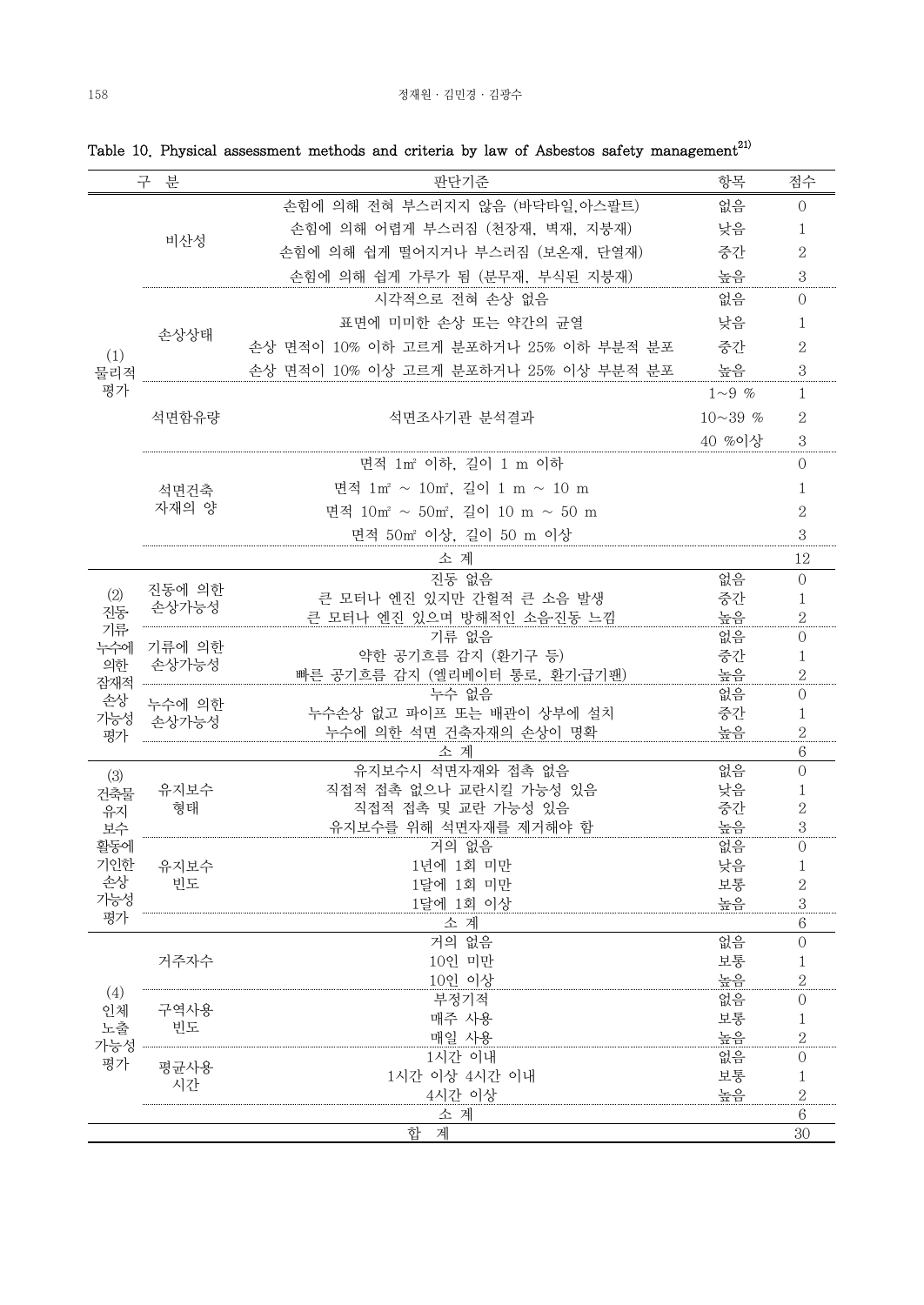Table 10. Physical assessment methods and criteria by law of Asbestos safety management[21)]

| 구 분 | | 판단기준 | 항목 | 점수 |
|---|---|---|---|---|
| (1) 물리적 평가 | 비산성 | 손힘에 의해 전혀 부스러지지 않음 (바닥타일,아스팔트) | 없음 | 0 |
| | | 손힘에 의해 어렵게 부스러짐 (천장재, 벽재, 지붕재) | 낮음 | 1 |
| | | 손힘에 의해 쉽게 떨어지거나 부스러짐 (보온재, 단열재) | 중간 | 2 |
| | | 손힘에 의해 쉽게 가루가 됨 (분무재, 부식된 지붕재) | 높음 | 3 |
| | 손상상태 | 시각적으로 전혀 손상 없음 | 없음 | 0 |
| | | 표면에 미미한 손상 또는 약간의 균열 | 낮음 | 1 |
| | | 손상 면적이 10% 이하 고르게 분포하거나 25% 이하 부분적 분포 | 중간 | 2 |
| | | 손상 면적이 10% 이상 고르게 분포하거나 25% 이상 부분적 분포 | 높음 | 3 |
| | 석면함유량 | 석면조사기관 분석결과 | 1~9 % | 1 |
| | | | 10~39 % | 2 |
| | | | 40 %이상 | 3 |
| | 석면건축 자재의 양 | 면적 1㎡ 이하, 길이 1 m 이하 | | 0 |
| | | 면적 1㎡ ~ 10㎡, 길이 1 m ~ 10 m | | 1 |
| | | 면적 10㎡ ~ 50㎡, 길이 10 m ~ 50 m | | 2 |
| | | 면적 50㎡ 이상, 길이 50 m 이상 | | 3 |
| | | 소 계 | | 12 |
| (2) 진동·기류·누수에 의한 잠재적 손상 가능성 평가 | 진동에 의한 손상가능성 | 진동 없음 | 없음 | 0 |
| | | 큰 모터나 엔진 있지만 간헐적 큰 소음 발생 | 중간 | 1 |
| | | 큰 모터나 엔진 있으며 방해적인 소음·진동 느낌 | 높음 | 2 |
| | 기류에 의한 손상가능성 | 기류 없음 | 없음 | 0 |
| | | 약한 공기흐름 감지 (환기구 등) | 중간 | 1 |
| | | 빠른 공기흐름 감지 (엘리베이터 통로, 환기·급기팬) | 높음 | 2 |
| | 누수에 의한 손상가능성 | 누수 없음 | 없음 | 0 |
| | | 누수손상 없고 파이프 또는 배관이 상부에 설치 | 중간 | 1 |
| | | 누수에 의한 석면 건축자재의 손상이 명확 | 높음 | 2 |
| | | 소 계 | | 6 |
| (3) 건축물 유지 보수 활동에 기인한 손상 가능성 평가 | 유지보수 형태 | 유지보수시 석면자재와 접촉 없음 | 없음 | 0 |
| | | 직접적 접촉 없으나 교란시킬 가능성 있음 | 낮음 | 1 |
| | | 직접적 접촉 및 교란 가능성 있음 | 중간 | 2 |
| | | 유지보수를 위해 석면자재를 제거해야 함 | 높음 | 3 |
| | 유지보수 빈도 | 거의 없음 | 없음 | 0 |
| | | 1년에 1회 미만 | 낮음 | 1 |
| | | 1달에 1회 미만 | 보통 | 2 |
| | | 1달에 1회 이상 | 높음 | 3 |
| | | 소 계 | | 6 |
| (4) 인체 노출 가능성 평가 | 거주자수 | 거의 없음 | 없음 | 0 |
| | | 10인 미만 | 보통 | 1 |
| | | 10인 이상 | 높음 | 2 |
| | 구역사용 빈도 | 부정기적 | 없음 | 0 |
| | | 매주 사용 | 보통 | 1 |
| | | 매일 사용 | 높음 | 2 |
| | 평균사용 시간 | 1시간 이내 | 없음 | 0 |
| | | 1시간 이상 4시간 이내 | 보통 | 1 |
| | | 4시간 이상 | 높음 | 2 |
| | | 소 계 | | 6 |
| 합 계 | | | | 30 |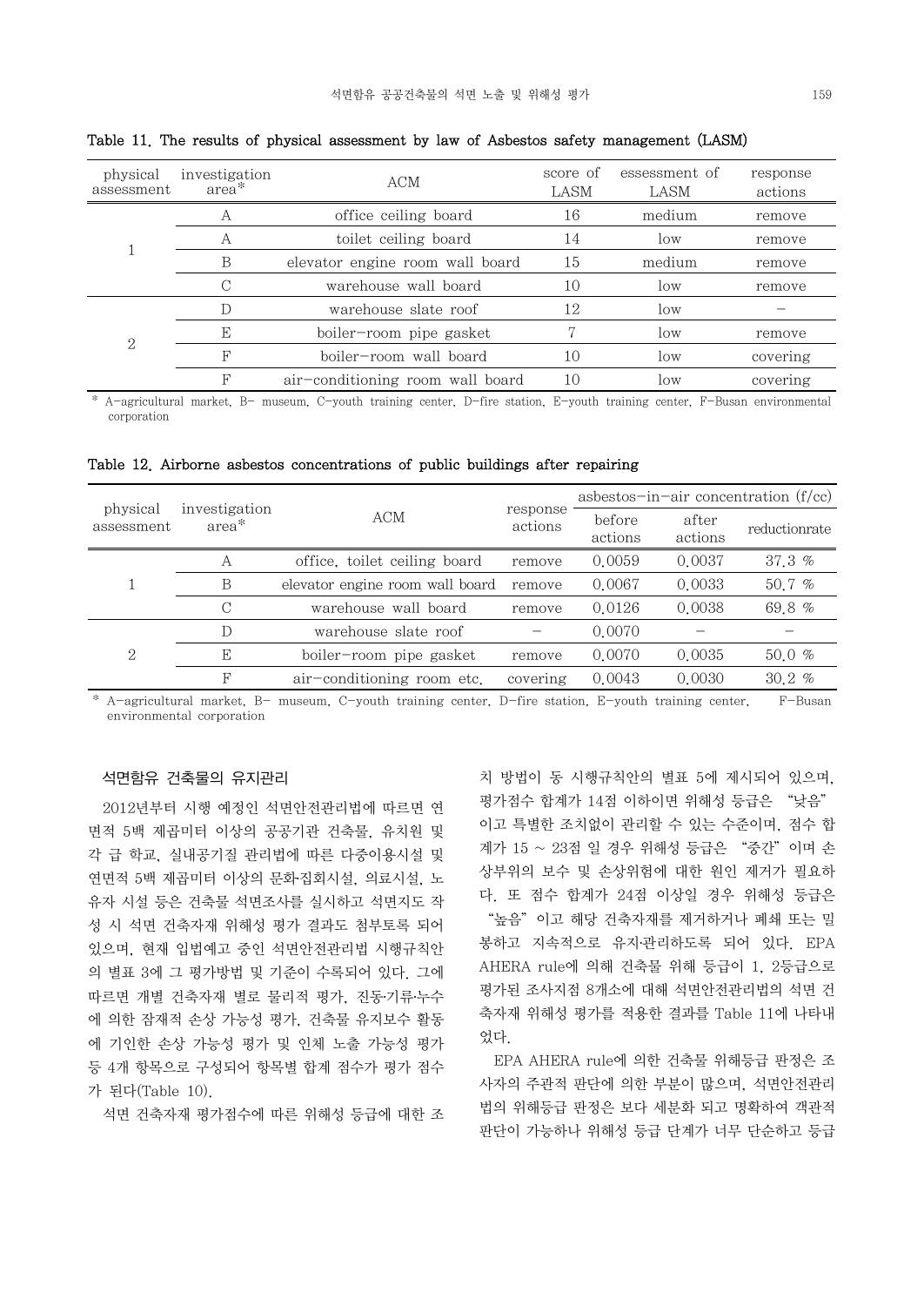Table 11. The results of physical assessment by law of Asbestos safety management (LASM)

| physical assessment | investigation area* | ACM | score of LASM | essessment of LASM | response actions |
|---|---|---|---|---|---|
| 1 | A | office ceiling board | 16 | medium | remove |
| | A | toilet ceiling board | 14 | low | remove |
| | B | elevator engine room wall board | 15 | medium | remove |
| | C | warehouse wall board | 10 | low | remove |
| 2 | D | warehouse slate roof | 12 | low | – |
| | E | boiler–room pipe gasket | 7 | low | remove |
| | F | boiler–room wall board | 10 | low | covering |
| | F | air–conditioning room wall board | 10 | low | covering |

* A–agricultural market, B– museum, C–youth training center, D–fire station, E–youth training center, F–Busan environmental corporation

Table 12. Airborne asbestos concentrations of public buildings after repairing

| physical assessment | investigation area* | ACM | response actions | asbestos–in–air concentration (f/cc) | | |
|---|---|---|---|---|---|---|
| | | | | before actions | after actions | reductionrate |
| 1 | A | office, toilet ceiling board | remove | 0.0059 | 0.0037 | 37.3 % |
| | B | elevator engine room wall board | remove | 0.0067 | 0.0033 | 50.7 % |
| | C | warehouse wall board | remove | 0.0126 | 0.0038 | 69.8 % |
| 2 | D | warehouse slate roof | – | 0.0070 | – | – |
| | E | boiler–room pipe gasket | remove | 0.0070 | 0.0035 | 50.0 % |
| | F | air–conditioning room etc. | covering | 0.0043 | 0.0030 | 30.2 % |

* A–agricultural market, B– museum, C–youth training center, D–fire station, E–youth training center, F–Busan environmental corporation

## 석면함유 건축물의 유지관리

2012년부터 시행 예정인 석면안전관리법에 따르면 연면적 5백 제곱미터 이상의 공공기관 건축물, 유치원 및 각 급 학교, 실내공기질 관리법에 따른 다중이용시설 및 연면적 5백 제곱미터 이상의 문화·집회시설, 의료시설, 노유자 시설 등은 건축물 석면조사를 실시하고 석면지도 작성 시 석면 건축자재 위해성 평가 결과도 첨부토록 되어 있으며, 현재 입법예고 중인 석면안전관리법 시행규칙안의 별표 3에 그 평가방법 및 기준이 수록되어 있다. 그에 따르면 개별 건축자재 별로 물리적 평가, 진동·기류·누수에 의한 잠재적 손상 가능성 평가, 건축물 유지보수 활동에 기인한 손상 가능성 평가 및 인체 노출 가능성 평가 등 4개 항목으로 구성되어 항목별 합계 점수가 평가 점수가 된다(Table 10).

석면 건축자재 평가점수에 따른 위해성 등급에 대한 조치 방법이 동 시행규칙안의 별표 5에 제시되어 있으며, 평가점수 합계가 14점 이하이면 위해성 등급은 "낮음"이고 특별한 조치없이 관리할 수 있는 수준이며, 점수 합계가 15 ~ 23점 일 경우 위해성 등급은 "중간"이며 손상부위의 보수 및 손상위험에 대한 원인 제거가 필요하다. 또 점수 합계가 24점 이상일 경우 위해성 등급은 "높음"이고 해당 건축자재를 제거하거나 폐쇄 또는 밀봉하고 지속적으로 유지·관리하도록 되어 있다. EPA AHERA rule에 의해 건축물 위해 등급이 1, 2등급으로 평가된 조사지점 8개소에 대해 석면안전관리법의 석면 건축자재 위해성 평가를 적용한 결과를 Table 11에 나타내었다.

EPA AHERA rule에 의한 건축물 위해등급 판정은 조사자의 주관적 판단에 의한 부분이 많으며, 석면안전관리법의 위해등급 판정은 보다 세분화 되고 명확하여 객관적 판단이 가능하나 위해성 등급 단계가 너무 단순하고 등급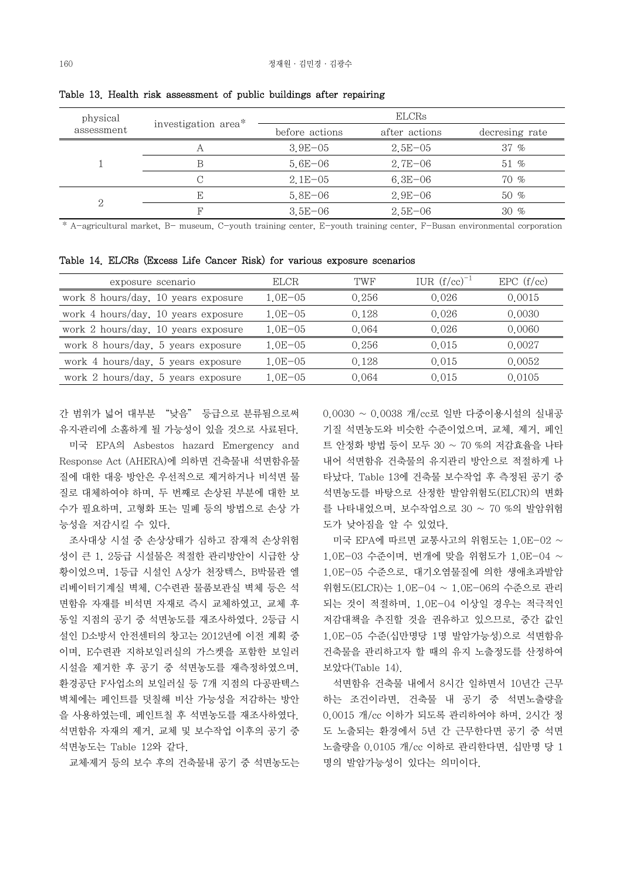Table 13. Health risk assessment of public buildings after repairing

| physical assessment | investigation area* | ELCRs | | |
|---|---|---|---|---|
| | | before actions | after actions | decresing rate |
| 1 | A | 3.9E−05 | 2.5E−05 | 37 % |
| | B | 5.6E−06 | 2.7E−06 | 51 % |
| | C | 2.1E−05 | 6.3E−06 | 70 % |
| 2 | E | 5.8E−06 | 2.9E−06 | 50 % |
| | F | 3.5E−06 | 2.5E−06 | 30 % |

* A-agricultural market, B- museum, C-youth training center, E-youth training center, F-Busan environmental corporation

Table 14. ELCRs (Excess Life Cancer Risk) for various exposure scenarios

| exposure scenario | ELCR | TWF | IUR $(f/cc)^{-1}$ | EPC (f/cc) |
|---|---|---|---|---|
| work 8 hours/day, 10 years exposure | 1.0E−05 | 0.256 | 0.026 | 0.0015 |
| work 4 hours/day, 10 years exposure | 1.0E−05 | 0.128 | 0.026 | 0.0030 |
| work 2 hours/day, 10 years exposure | 1.0E−05 | 0.064 | 0.026 | 0.0060 |
| work 8 hours/day, 5 years exposure | 1.0E−05 | 0.256 | 0.015 | 0.0027 |
| work 4 hours/day, 5 years exposure | 1.0E−05 | 0.128 | 0.015 | 0.0052 |
| work 2 hours/day, 5 years exposure | 1.0E−05 | 0.064 | 0.015 | 0.0105 |

간 범위가 넓어 대부분 "낮음" 등급으로 분류됨으로써 유지·관리에 소홀하게 될 가능성이 있을 것으로 사료된다.

미국 EPA의 Asbestos hazard Emergency and Response Act (AHERA)에 의하면 건축물내 석면함유물질에 대한 대응 방안은 우선적으로 제거하거나 비석면 물질로 대체하여야 하며, 두 번째로 손상된 부분에 대한 보수가 필요하며, 고형화 또는 밀폐 등의 방법으로 손상 가능성을 저감시킬 수 있다.

조사대상 시설 중 손상상태가 심하고 잠재적 손상위험성이 큰 1, 2등급 시설물은 적절한 관리방안이 시급한 상황이었으며, 1등급 시설인 A상가 천장텍스, B박물관 엘리베이터기계실 벽체, C수련관 물품보관실 벽체 등은 석면함유 자재를 비석면 자재로 즉시 교체하였고, 교체 후 동일 지점의 공기 중 석면농도를 재조사하였다. 2등급 시설인 D소방서 안전센터의 창고는 2012년에 이전 계획 중이며, E수련관 지하보일러실의 가스켓을 포함한 보일러 시설을 제거한 후 공기 중 석면농도를 재측정하였으며, 환경공단 F사업소의 보일러실 등 7개 지점의 다공판텍스 벽체에는 페인트를 덧칠해 비산 가능성을 저감하는 방안을 사용하였는데, 페인트칠 후 석면농도를 재조사하였다. 석면함유 자재의 제거, 교체 및 보수작업 이후의 공기 중 석면농도는 Table 12와 같다.

교체·제거 등의 보수 후의 건축물내 공기 중 석면농도는 0.0030 ~ 0.0038 개/cc로 일반 다중이용시설의 실내공기질 석면농도와 비슷한 수준이었으며, 교체, 제거, 페인트 안정화 방법 등이 모두 30 ~ 70 %의 저감효율을 나타내어 석면함유 건축물의 유지관리 방안으로 적절하게 나타났다. Table 13에 건축물 보수작업 후 측정된 공기 중 석면농도를 바탕으로 산정한 발암위험도(ELCR)의 변화를 나타내었으며, 보수작업으로 30 ~ 70 %의 발암위험도가 낮아짐을 알 수 있었다.

미국 EPA에 따르면 교통사고의 위험도는 1.0E−02 ~ 1.0E−03 수준이며, 번개에 맞을 위험도가 1.0E−04 ~ 1.0E−05 수준으로, 대기오염물질에 의한 생애초과발암위험도(ELCR)는 1.0E−04 ~ 1.0E−06의 수준으로 관리되는 것이 적절하며, 1.0E−04 이상일 경우는 적극적인 저감대책을 추진할 것을 권유하고 있으므로, 중간 값인 1.0E−05 수준(십만명당 1명 발암가능성)으로 석면함유 건축물을 관리하고자 할 때의 유지 노출정도를 산정하여 보았다(Table 14).

석면함유 건축물 내에서 8시간 일하면서 10년간 근무하는 조건이라면, 건축물 내 공기 중 석면노출량을 0.0015 개/cc 이하가 되도록 관리하여야 하며, 2시간 정도 노출되는 환경에서 5년 간 근무한다면 공기 중 석면노출량을 0.0105 개/cc 이하로 관리한다면, 십만명 당 1명의 발암가능성이 있다는 의미이다.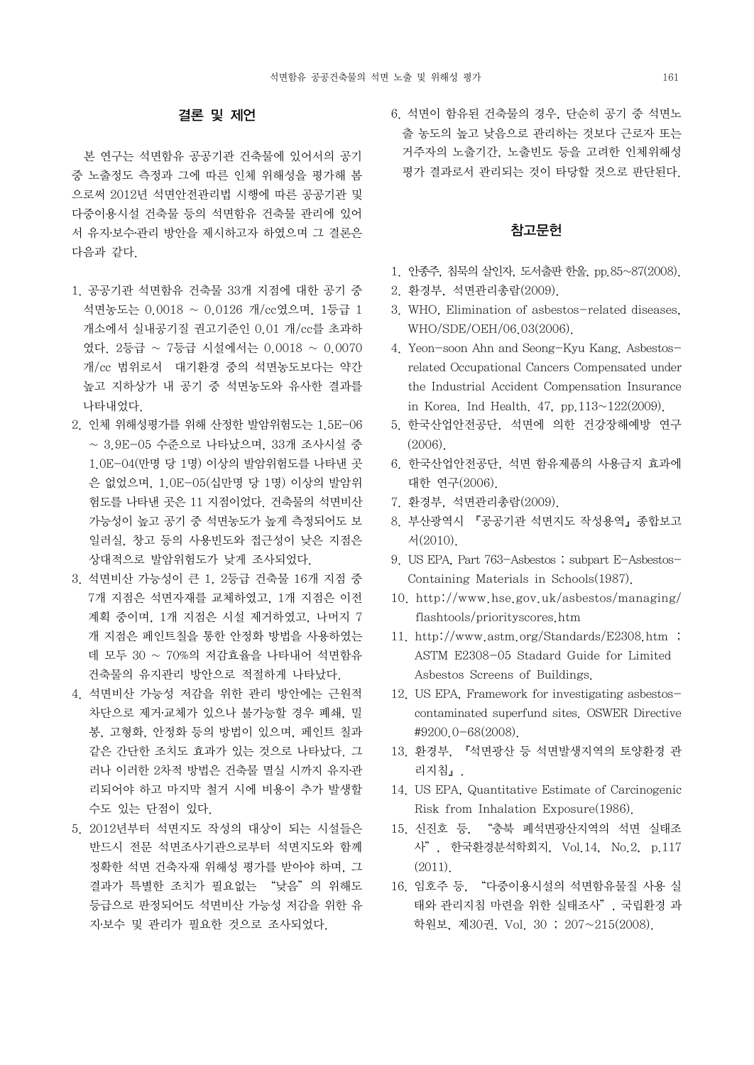## 결론 및 제언

본 연구는 석면함유 공공기관 건축물에 있어서의 공기 중 노출정도 측정과 그에 따른 인체 위해성을 평가해 봄으로써 2012년 석면안전관리법 시행에 따른 공공기관 및 다중이용시설 건축물 등의 석면함유 건축물 관리에 있어서 유지·보수·관리 방안을 제시하고자 하였으며 그 결론은 다음과 같다.

1. 공공기관 석면함유 건축물 33개 지점에 대한 공기 중 석면농도는 0.0018 ~ 0.0126 개/cc였으며, 1등급 1개소에서 실내공기질 권고기준인 0.01 개/cc를 초과하였다. 2등급 ~ 7등급 시설에서는 0.0018 ~ 0.0070 개/cc 범위로서 대기환경 중의 석면농도보다는 약간 높고 지하상가 내 공기 중 석면농도와 유사한 결과를 나타내었다.
2. 인체 위해성평가를 위해 산정한 발암위험도는 1.5E-06 ~ 3.9E-05 수준으로 나타났으며, 33개 조사시설 중 1.0E-04(만명 당 1명) 이상의 발암위험도를 나타낸 곳은 없었으며, 1.0E-05(십만명 당 1명) 이상의 발암위험도를 나타낸 곳은 11 지점이었다. 건축물의 석면비산 가능성이 높고 공기 중 석면농도가 높게 측정되어도 보일러실, 창고 등의 사용빈도와 접근성이 낮은 지점은 상대적으로 발암위험도가 낮게 조사되었다.
3. 석면비산 가능성이 큰 1, 2등급 건축물 16개 지점 중 7개 지점은 석면자재를 교체하였고, 1개 지점은 이전 계획 중이며, 1개 지점은 시설 제거하였고, 나머지 7개 지점은 페인트칠을 통한 안정화 방법을 사용하였는데 모두 30 ~ 70%의 저감효율을 나타내어 석면함유 건축물의 유지관리 방안으로 적절하게 나타났다.
4. 석면비산 가능성 저감을 위한 관리 방안에는 근원적 차단으로 제거·교체가 있으나 불가능할 경우 폐쇄, 밀봉, 고형화, 안정화 등의 방법이 있으며, 페인트 칠과 같은 간단한 조치도 효과가 있는 것으로 나타났다. 그러나 이러한 2차적 방법은 건축물 멸실 시까지 유지·관리되어야 하고 마지막 철거 시에 비용이 추가 발생할 수도 있는 단점이 있다.
5. 2012년부터 석면지도 작성의 대상이 되는 시설들은 반드시 전문 석면조사기관으로부터 석면지도와 함께 정확한 석면 건축자재 위해성 평가를 받아야 하며, 그 결과가 특별한 조치가 필요없는 "낮음"의 위해도 등급으로 판정되어도 석면비산 가능성 저감을 위한 유지·보수 및 관리가 필요한 것으로 조사되었다.
6. 석면이 함유된 건축물의 경우, 단순히 공기 중 석면노출 농도의 높고 낮음으로 관리하는 것보다 근로자 또는 거주자의 노출기간, 노출빈도 등을 고려한 인체위해성 평가 결과로서 관리되는 것이 타당할 것으로 판단된다.

## 참고문헌

1. 안종주, 침묵의 살인자, 도서출판 한울, pp.85~87(2008).
2. 환경부, 석면관리총람(2009).
3. WHO, Elimination of asbestos-related diseases, WHO/SDE/OEH/06.03(2006).
4. Yeon-soon Ahn and Seong-Kyu Kang, Asbestos-related Occupational Cancers Compensated under the Industrial Accident Compensation Insurance in Korea, Ind Health, 47, pp.113~122(2009).
5. 한국산업안전공단, 석면에 의한 건강장해예방 연구(2006).
6. 한국산업안전공단, 석면 함유제품의 사용금지 효과에 대한 연구(2006).
7. 환경부, 석면관리총람(2009).
8. 부산광역시 『공공기관 석면지도 작성용역』종합보고서(2010).
9. US EPA, Part 763-Asbestos ; subpart E-Asbestos-Containing Materials in Schools(1987).
10. http://www.hse.gov.uk/asbestos/managing/flashtools/priorityscores.htm
11. http://www.astm.org/Standards/E2308.htm ; ASTM E2308-05 Stadard Guide for Limited Asbestos Screens of Buildings.
12. US EPA, Framework for investigating asbestos-contaminated superfund sites, OSWER Directive #9200.0-68(2008).
13. 환경부, 『석면광산 등 석면발생지역의 토양환경 관리지침』.
14. US EPA, Quantitative Estimate of Carcinogenic Risk from Inhalation Exposure(1986).
15. 신진호 등, "충북 폐석면광산지역의 석면 실태조사", 한국환경분석학회지, Vol.14, No.2, p.117(2011).
16. 임호주 등, "다중이용시설의 석면함유물질 사용 실태와 관리지침 마련을 위한 실태조사", 국립환경 과학원보, 제30권, Vol. 30 ; 207~215(2008).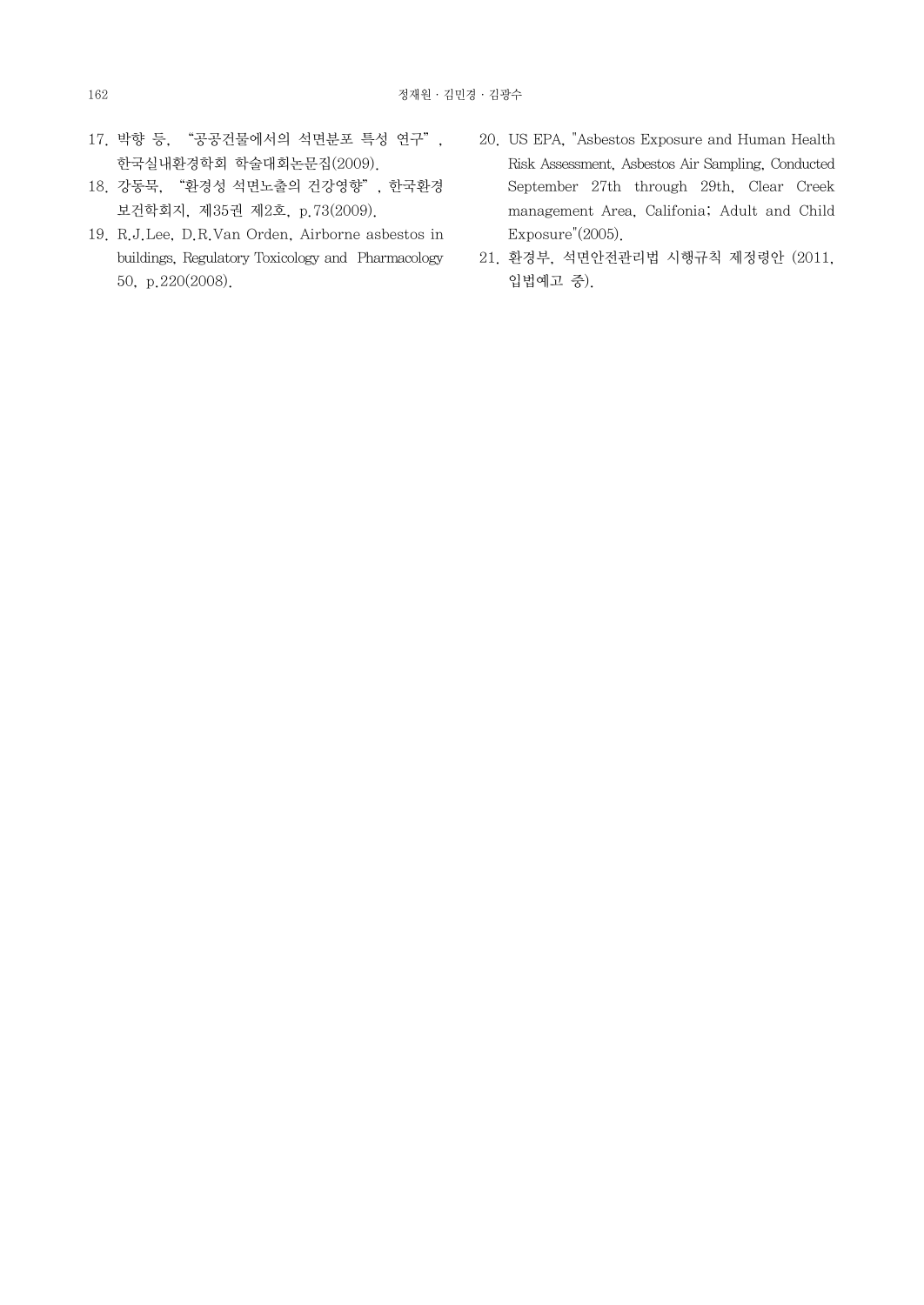17. 박향 등, “공공건물에서의 석면분포 특성 연구”, 한국실내환경학회 학술대회논문집(2009).
18. 강동묵, “환경성 석면노출의 건강영향”, 한국환경보건학회지, 제35권 제2호, p.73(2009).
19. R.J.Lee, D.R.Van Orden, Airborne asbestos in buildings, Regulatory Toxicology and Pharmacology 50, p.220(2008).
20. US EPA, "Asbestos Exposure and Human Health Risk Assessment, Asbestos Air Sampling, Conducted September 27th through 29th, Clear Creek management Area, Califonia; Adult and Child Exposure"(2005).
21. 환경부, 석면안전관리법 시행규칙 제정령안 (2011, 입법예고 중).